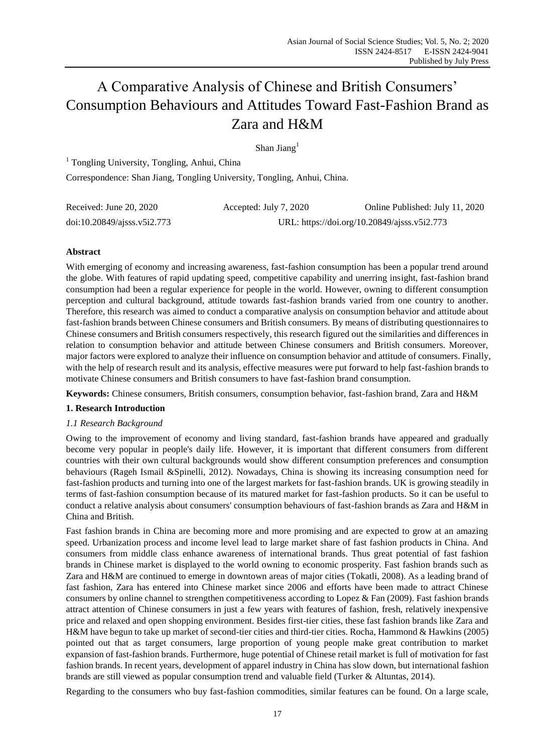# A Comparative Analysis of Chinese and British Consumers' Consumption Behaviours and Attitudes Toward Fast-Fashion Brand as Zara and H&M

Shan Jiang[1]

[1] Tongling University, Tongling, Anhui, China

Correspondence: Shan Jiang, Tongling University, Tongling, Anhui, China.

Received: June 20, 2020 Accepted: July 7, 2020 Online Published: July 11, 2020

doi:10.20849/ajsss.v5i2.773 URL: https://doi.org/10.20849/ajsss.v5i2.773

## Abstract

With emerging of economy and increasing awareness, fast-fashion consumption has been a popular trend around the globe. With features of rapid updating speed, competitive capability and unerring insight, fast-fashion brand consumption had been a regular experience for people in the world. However, owning to different consumption perception and cultural background, attitude towards fast-fashion brands varied from one country to another. Therefore, this research was aimed to conduct a comparative analysis on consumption behavior and attitude about fast-fashion brands between Chinese consumers and British consumers. By means of distributing questionnaires to Chinese consumers and British consumers respectively, this research figured out the similarities and differences in relation to consumption behavior and attitude between Chinese consumers and British consumers. Moreover, major factors were explored to analyze their influence on consumption behavior and attitude of consumers. Finally, with the help of research result and its analysis, effective measures were put forward to help fast-fashion brands to motivate Chinese consumers and British consumers to have fast-fashion brand consumption.

**Keywords:** Chinese consumers, British consumers, consumption behavior, fast-fashion brand, Zara and H&M

## 1. Research Introduction

### 1.1 Research Background

Owing to the improvement of economy and living standard, fast-fashion brands have appeared and gradually become very popular in people's daily life. However, it is important that different consumers from different countries with their own cultural backgrounds would show different consumption preferences and consumption behaviours (Rageh Ismail &Spinelli, 2012). Nowadays, China is showing its increasing consumption need for fast-fashion products and turning into one of the largest markets for fast-fashion brands. UK is growing steadily in terms of fast-fashion consumption because of its matured market for fast-fashion products. So it can be useful to conduct a relative analysis about consumers' consumption behaviours of fast-fashion brands as Zara and H&M in China and British.

Fast fashion brands in China are becoming more and more promising and are expected to grow at an amazing speed. Urbanization process and income level lead to large market share of fast fashion products in China. And consumers from middle class enhance awareness of international brands. Thus great potential of fast fashion brands in Chinese market is displayed to the world owning to economic prosperity. Fast fashion brands such as Zara and H&M are continued to emerge in downtown areas of major cities (Tokatli, 2008). As a leading brand of fast fashion, Zara has entered into Chinese market since 2006 and efforts have been made to attract Chinese consumers by online channel to strengthen competitiveness according to Lopez & Fan (2009). Fast fashion brands attract attention of Chinese consumers in just a few years with features of fashion, fresh, relatively inexpensive price and relaxed and open shopping environment. Besides first-tier cities, these fast fashion brands like Zara and H&M have begun to take up market of second-tier cities and third-tier cities. Rocha, Hammond & Hawkins (2005) pointed out that as target consumers, large proportion of young people make great contribution to market expansion of fast-fashion brands. Furthermore, huge potential of Chinese retail market is full of motivation for fast fashion brands. In recent years, development of apparel industry in China has slow down, but international fashion brands are still viewed as popular consumption trend and valuable field (Turker & Altuntas, 2014).

Regarding to the consumers who buy fast-fashion commodities, similar features can be found. On a large scale,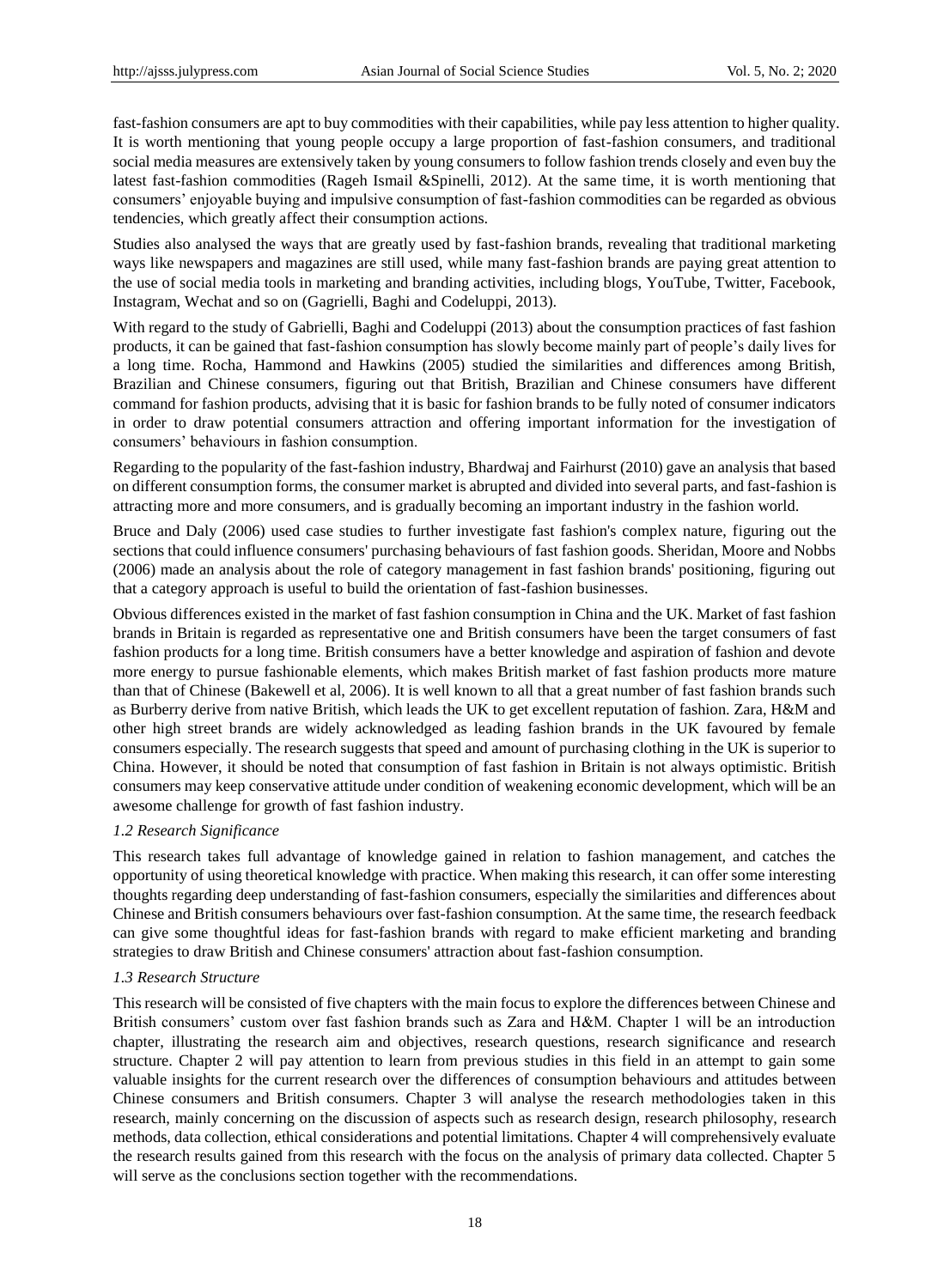fast-fashion consumers are apt to buy commodities with their capabilities, while pay less attention to higher quality. It is worth mentioning that young people occupy a large proportion of fast-fashion consumers, and traditional social media measures are extensively taken by young consumers to follow fashion trends closely and even buy the latest fast-fashion commodities (Rageh Ismail &Spinelli, 2012). At the same time, it is worth mentioning that consumers' enjoyable buying and impulsive consumption of fast-fashion commodities can be regarded as obvious tendencies, which greatly affect their consumption actions.

Studies also analysed the ways that are greatly used by fast-fashion brands, revealing that traditional marketing ways like newspapers and magazines are still used, while many fast-fashion brands are paying great attention to the use of social media tools in marketing and branding activities, including blogs, YouTube, Twitter, Facebook, Instagram, Wechat and so on (Gagrielli, Baghi and Codeluppi, 2013).

With regard to the study of Gabrielli, Baghi and Codeluppi (2013) about the consumption practices of fast fashion products, it can be gained that fast-fashion consumption has slowly become mainly part of people's daily lives for a long time. Rocha, Hammond and Hawkins (2005) studied the similarities and differences among British, Brazilian and Chinese consumers, figuring out that British, Brazilian and Chinese consumers have different command for fashion products, advising that it is basic for fashion brands to be fully noted of consumer indicators in order to draw potential consumers attraction and offering important information for the investigation of consumers' behaviours in fashion consumption.

Regarding to the popularity of the fast-fashion industry, Bhardwaj and Fairhurst (2010) gave an analysis that based on different consumption forms, the consumer market is abrupted and divided into several parts, and fast-fashion is attracting more and more consumers, and is gradually becoming an important industry in the fashion world.

Bruce and Daly (2006) used case studies to further investigate fast fashion's complex nature, figuring out the sections that could influence consumers' purchasing behaviours of fast fashion goods. Sheridan, Moore and Nobbs (2006) made an analysis about the role of category management in fast fashion brands' positioning, figuring out that a category approach is useful to build the orientation of fast-fashion businesses.

Obvious differences existed in the market of fast fashion consumption in China and the UK. Market of fast fashion brands in Britain is regarded as representative one and British consumers have been the target consumers of fast fashion products for a long time. British consumers have a better knowledge and aspiration of fashion and devote more energy to pursue fashionable elements, which makes British market of fast fashion products more mature than that of Chinese (Bakewell et al, 2006). It is well known to all that a great number of fast fashion brands such as Burberry derive from native British, which leads the UK to get excellent reputation of fashion. Zara, H&M and other high street brands are widely acknowledged as leading fashion brands in the UK favoured by female consumers especially. The research suggests that speed and amount of purchasing clothing in the UK is superior to China. However, it should be noted that consumption of fast fashion in Britain is not always optimistic. British consumers may keep conservative attitude under condition of weakening economic development, which will be an awesome challenge for growth of fast fashion industry.

### *1.2 Research Significance*

This research takes full advantage of knowledge gained in relation to fashion management, and catches the opportunity of using theoretical knowledge with practice. When making this research, it can offer some interesting thoughts regarding deep understanding of fast-fashion consumers, especially the similarities and differences about Chinese and British consumers behaviours over fast-fashion consumption. At the same time, the research feedback can give some thoughtful ideas for fast-fashion brands with regard to make efficient marketing and branding strategies to draw British and Chinese consumers' attraction about fast-fashion consumption.

### *1.3 Research Structure*

This research will be consisted of five chapters with the main focus to explore the differences between Chinese and British consumers' custom over fast fashion brands such as Zara and H&M. Chapter 1 will be an introduction chapter, illustrating the research aim and objectives, research questions, research significance and research structure. Chapter 2 will pay attention to learn from previous studies in this field in an attempt to gain some valuable insights for the current research over the differences of consumption behaviours and attitudes between Chinese consumers and British consumers. Chapter 3 will analyse the research methodologies taken in this research, mainly concerning on the discussion of aspects such as research design, research philosophy, research methods, data collection, ethical considerations and potential limitations. Chapter 4 will comprehensively evaluate the research results gained from this research with the focus on the analysis of primary data collected. Chapter 5 will serve as the conclusions section together with the recommendations.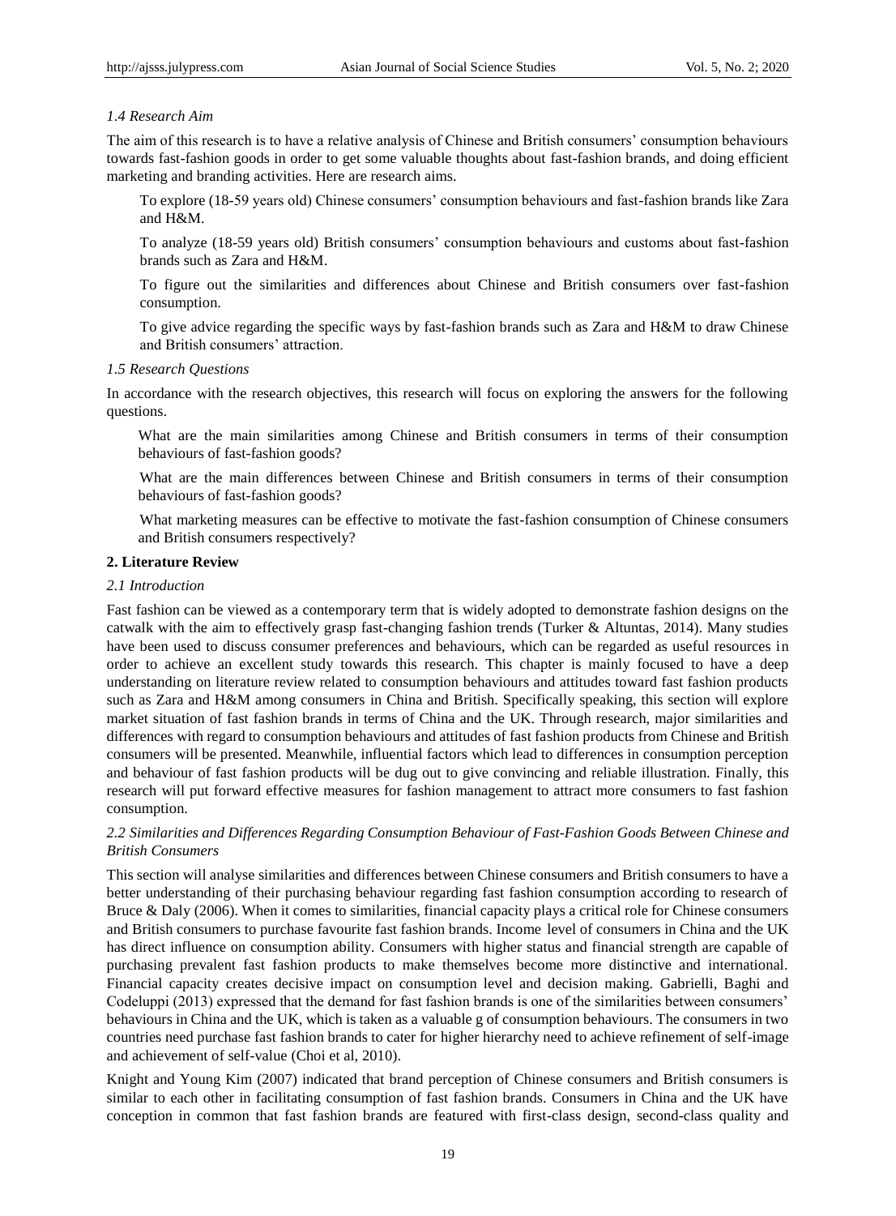### 1.4 Research Aim

The aim of this research is to have a relative analysis of Chinese and British consumers' consumption behaviours towards fast-fashion goods in order to get some valuable thoughts about fast-fashion brands, and doing efficient marketing and branding activities. Here are research aims.

To explore (18-59 years old) Chinese consumers' consumption behaviours and fast-fashion brands like Zara and H&M.

To analyze (18-59 years old) British consumers' consumption behaviours and customs about fast-fashion brands such as Zara and H&M.

To figure out the similarities and differences about Chinese and British consumers over fast-fashion consumption.

To give advice regarding the specific ways by fast-fashion brands such as Zara and H&M to draw Chinese and British consumers' attraction.

### 1.5 Research Questions

In accordance with the research objectives, this research will focus on exploring the answers for the following questions.

What are the main similarities among Chinese and British consumers in terms of their consumption behaviours of fast-fashion goods?

What are the main differences between Chinese and British consumers in terms of their consumption behaviours of fast-fashion goods?

What marketing measures can be effective to motivate the fast-fashion consumption of Chinese consumers and British consumers respectively?

## 2. Literature Review

### 2.1 Introduction

Fast fashion can be viewed as a contemporary term that is widely adopted to demonstrate fashion designs on the catwalk with the aim to effectively grasp fast-changing fashion trends (Turker & Altuntas, 2014). Many studies have been used to discuss consumer preferences and behaviours, which can be regarded as useful resources in order to achieve an excellent study towards this research. This chapter is mainly focused to have a deep understanding on literature review related to consumption behaviours and attitudes toward fast fashion products such as Zara and H&M among consumers in China and British. Specifically speaking, this section will explore market situation of fast fashion brands in terms of China and the UK. Through research, major similarities and differences with regard to consumption behaviours and attitudes of fast fashion products from Chinese and British consumers will be presented. Meanwhile, influential factors which lead to differences in consumption perception and behaviour of fast fashion products will be dug out to give convincing and reliable illustration. Finally, this research will put forward effective measures for fashion management to attract more consumers to fast fashion consumption.

### 2.2 Similarities and Differences Regarding Consumption Behaviour of Fast-Fashion Goods Between Chinese and British Consumers

This section will analyse similarities and differences between Chinese consumers and British consumers to have a better understanding of their purchasing behaviour regarding fast fashion consumption according to research of Bruce & Daly (2006). When it comes to similarities, financial capacity plays a critical role for Chinese consumers and British consumers to purchase favourite fast fashion brands. Income level of consumers in China and the UK has direct influence on consumption ability. Consumers with higher status and financial strength are capable of purchasing prevalent fast fashion products to make themselves become more distinctive and international. Financial capacity creates decisive impact on consumption level and decision making. Gabrielli, Baghi and Codeluppi (2013) expressed that the demand for fast fashion brands is one of the similarities between consumers' behaviours in China and the UK, which is taken as a valuable g of consumption behaviours. The consumers in two countries need purchase fast fashion brands to cater for higher hierarchy need to achieve refinement of self-image and achievement of self-value (Choi et al, 2010).

Knight and Young Kim (2007) indicated that brand perception of Chinese consumers and British consumers is similar to each other in facilitating consumption of fast fashion brands. Consumers in China and the UK have conception in common that fast fashion brands are featured with first-class design, second-class quality and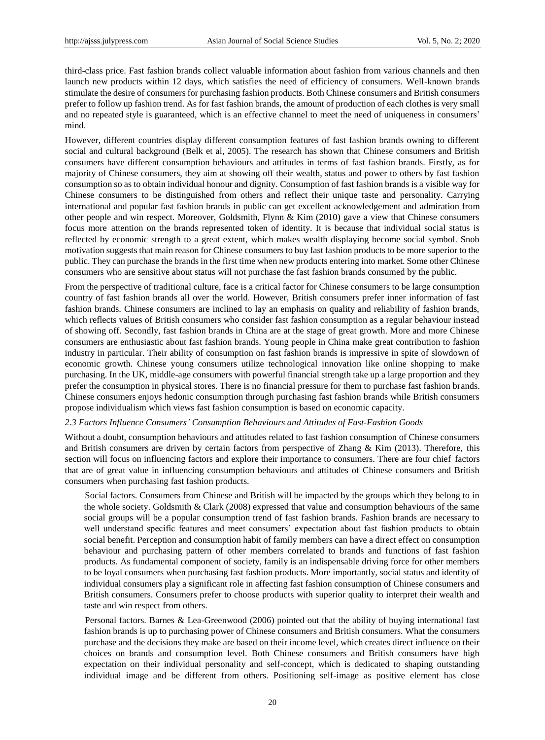third-class price. Fast fashion brands collect valuable information about fashion from various channels and then launch new products within 12 days, which satisfies the need of efficiency of consumers. Well-known brands stimulate the desire of consumers for purchasing fashion products. Both Chinese consumers and British consumers prefer to follow up fashion trend. As for fast fashion brands, the amount of production of each clothes is very small and no repeated style is guaranteed, which is an effective channel to meet the need of uniqueness in consumers' mind.

However, different countries display different consumption features of fast fashion brands owning to different social and cultural background (Belk et al, 2005). The research has shown that Chinese consumers and British consumers have different consumption behaviours and attitudes in terms of fast fashion brands. Firstly, as for majority of Chinese consumers, they aim at showing off their wealth, status and power to others by fast fashion consumption so as to obtain individual honour and dignity. Consumption of fast fashion brands is a visible way for Chinese consumers to be distinguished from others and reflect their unique taste and personality. Carrying international and popular fast fashion brands in public can get excellent acknowledgement and admiration from other people and win respect. Moreover, Goldsmith, Flynn & Kim (2010) gave a view that Chinese consumers focus more attention on the brands represented token of identity. It is because that individual social status is reflected by economic strength to a great extent, which makes wealth displaying become social symbol. Snob motivation suggests that main reason for Chinese consumers to buy fast fashion products to be more superior to the public. They can purchase the brands in the first time when new products entering into market. Some other Chinese consumers who are sensitive about status will not purchase the fast fashion brands consumed by the public.

From the perspective of traditional culture, face is a critical factor for Chinese consumers to be large consumption country of fast fashion brands all over the world. However, British consumers prefer inner information of fast fashion brands. Chinese consumers are inclined to lay an emphasis on quality and reliability of fashion brands, which reflects values of British consumers who consider fast fashion consumption as a regular behaviour instead of showing off. Secondly, fast fashion brands in China are at the stage of great growth. More and more Chinese consumers are enthusiastic about fast fashion brands. Young people in China make great contribution to fashion industry in particular. Their ability of consumption on fast fashion brands is impressive in spite of slowdown of economic growth. Chinese young consumers utilize technological innovation like online shopping to make purchasing. In the UK, middle-age consumers with powerful financial strength take up a large proportion and they prefer the consumption in physical stores. There is no financial pressure for them to purchase fast fashion brands. Chinese consumers enjoys hedonic consumption through purchasing fast fashion brands while British consumers propose individualism which views fast fashion consumption is based on economic capacity.

### *2.3 Factors Influence Consumers' Consumption Behaviours and Attitudes of Fast-Fashion Goods*

Without a doubt, consumption behaviours and attitudes related to fast fashion consumption of Chinese consumers and British consumers are driven by certain factors from perspective of Zhang & Kim (2013). Therefore, this section will focus on influencing factors and explore their importance to consumers. There are four chief factors that are of great value in influencing consumption behaviours and attitudes of Chinese consumers and British consumers when purchasing fast fashion products.

Social factors. Consumers from Chinese and British will be impacted by the groups which they belong to in the whole society. Goldsmith & Clark (2008) expressed that value and consumption behaviours of the same social groups will be a popular consumption trend of fast fashion brands. Fashion brands are necessary to well understand specific features and meet consumers' expectation about fast fashion products to obtain social benefit. Perception and consumption habit of family members can have a direct effect on consumption behaviour and purchasing pattern of other members correlated to brands and functions of fast fashion products. As fundamental component of society, family is an indispensable driving force for other members to be loyal consumers when purchasing fast fashion products. More importantly, social status and identity of individual consumers play a significant role in affecting fast fashion consumption of Chinese consumers and British consumers. Consumers prefer to choose products with superior quality to interpret their wealth and taste and win respect from others.

Personal factors. Barnes & Lea-Greenwood (2006) pointed out that the ability of buying international fast fashion brands is up to purchasing power of Chinese consumers and British consumers. What the consumers purchase and the decisions they make are based on their income level, which creates direct influence on their choices on brands and consumption level. Both Chinese consumers and British consumers have high expectation on their individual personality and self-concept, which is dedicated to shaping outstanding individual image and be different from others. Positioning self-image as positive element has close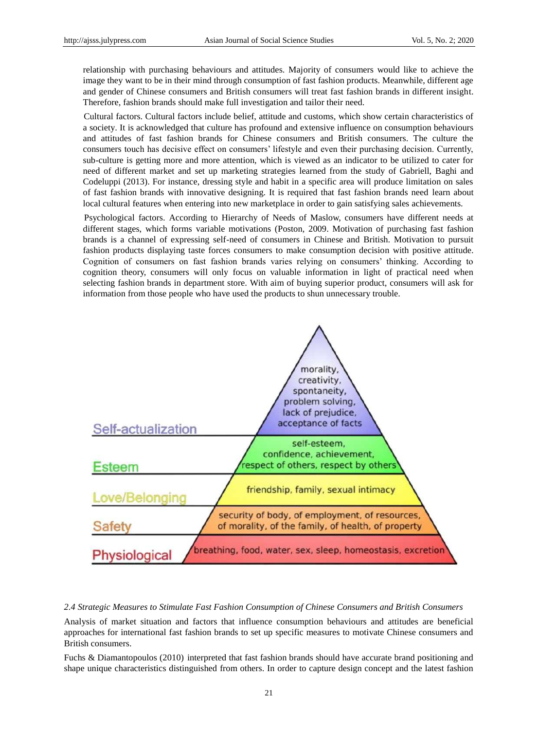relationship with purchasing behaviours and attitudes. Majority of consumers would like to achieve the image they want to be in their mind through consumption of fast fashion products. Meanwhile, different age and gender of Chinese consumers and British consumers will treat fast fashion brands in different insight. Therefore, fashion brands should make full investigation and tailor their need.

Cultural factors. Cultural factors include belief, attitude and customs, which show certain characteristics of a society. It is acknowledged that culture has profound and extensive influence on consumption behaviours and attitudes of fast fashion brands for Chinese consumers and British consumers. The culture the consumers touch has decisive effect on consumers' lifestyle and even their purchasing decision. Currently, sub-culture is getting more and more attention, which is viewed as an indicator to be utilized to cater for need of different market and set up marketing strategies learned from the study of Gabriell, Baghi and Codeluppi (2013). For instance, dressing style and habit in a specific area will produce limitation on sales of fast fashion brands with innovative designing. It is required that fast fashion brands need learn about local cultural features when entering into new marketplace in order to gain satisfying sales achievements.

Psychological factors. According to Hierarchy of Needs of Maslow, consumers have different needs at different stages, which forms variable motivations (Poston, 2009. Motivation of purchasing fast fashion brands is a channel of expressing self-need of consumers in Chinese and British. Motivation to pursuit fashion products displaying taste forces consumers to make consumption decision with positive attitude. Cognition of consumers on fast fashion brands varies relying on consumers' thinking. According to cognition theory, consumers will only focus on valuable information in light of practical need when selecting fashion brands in department store. With aim of buying superior product, consumers will ask for information from those people who have used the products to shun unnecessary trouble.

### *2.4 Strategic Measures to Stimulate Fast Fashion Consumption of Chinese Consumers and British Consumers*

Analysis of market situation and factors that influence consumption behaviours and attitudes are beneficial approaches for international fast fashion brands to set up specific measures to motivate Chinese consumers and British consumers.

Fuchs & Diamantopoulos (2010) interpreted that fast fashion brands should have accurate brand positioning and shape unique characteristics distinguished from others. In order to capture design concept and the latest fashion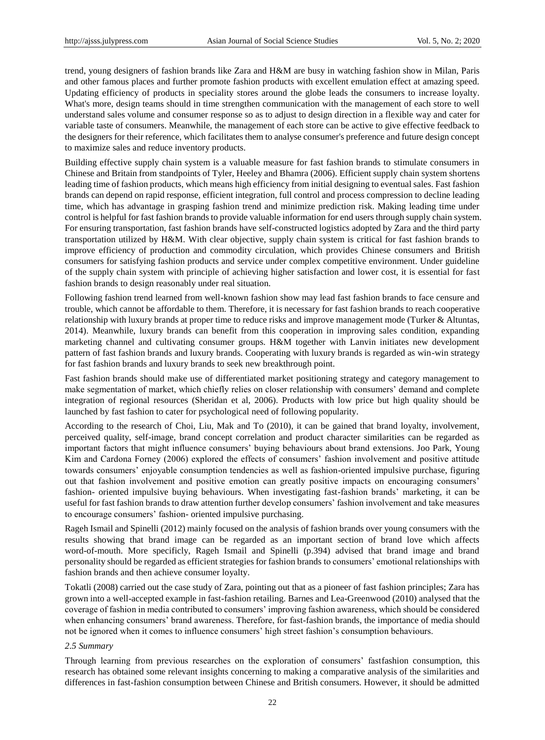trend, young designers of fashion brands like Zara and H&M are busy in watching fashion show in Milan, Paris and other famous places and further promote fashion products with excellent emulation effect at amazing speed. Updating efficiency of products in speciality stores around the globe leads the consumers to increase loyalty. What's more, design teams should in time strengthen communication with the management of each store to well understand sales volume and consumer response so as to adjust to design direction in a flexible way and cater for variable taste of consumers. Meanwhile, the management of each store can be active to give effective feedback to the designers for their reference, which facilitates them to analyse consumer's preference and future design concept to maximize sales and reduce inventory products.

Building effective supply chain system is a valuable measure for fast fashion brands to stimulate consumers in Chinese and Britain from standpoints of Tyler, Heeley and Bhamra (2006). Efficient supply chain system shortens leading time of fashion products, which means high efficiency from initial designing to eventual sales. Fast fashion brands can depend on rapid response, efficient integration, full control and process compression to decline leading time, which has advantage in grasping fashion trend and minimize prediction risk. Making leading time under control is helpful for fast fashion brands to provide valuable information for end users through supply chain system. For ensuring transportation, fast fashion brands have self-constructed logistics adopted by Zara and the third party transportation utilized by H&M. With clear objective, supply chain system is critical for fast fashion brands to improve efficiency of production and commodity circulation, which provides Chinese consumers and British consumers for satisfying fashion products and service under complex competitive environment. Under guideline of the supply chain system with principle of achieving higher satisfaction and lower cost, it is essential for fast fashion brands to design reasonably under real situation.

Following fashion trend learned from well-known fashion show may lead fast fashion brands to face censure and trouble, which cannot be affordable to them. Therefore, it is necessary for fast fashion brands to reach cooperative relationship with luxury brands at proper time to reduce risks and improve management mode (Turker & Altuntas, 2014). Meanwhile, luxury brands can benefit from this cooperation in improving sales condition, expanding marketing channel and cultivating consumer groups. H&M together with Lanvin initiates new development pattern of fast fashion brands and luxury brands. Cooperating with luxury brands is regarded as win-win strategy for fast fashion brands and luxury brands to seek new breakthrough point.

Fast fashion brands should make use of differentiated market positioning strategy and category management to make segmentation of market, which chiefly relies on closer relationship with consumers' demand and complete integration of regional resources (Sheridan et al, 2006). Products with low price but high quality should be launched by fast fashion to cater for psychological need of following popularity.

According to the research of Choi, Liu, Mak and To (2010), it can be gained that brand loyalty, involvement, perceived quality, self-image, brand concept correlation and product character similarities can be regarded as important factors that might influence consumers' buying behaviours about brand extensions. Joo Park, Young Kim and Cardona Forney (2006) explored the effects of consumers' fashion involvement and positive attitude towards consumers' enjoyable consumption tendencies as well as fashion-oriented impulsive purchase, figuring out that fashion involvement and positive emotion can greatly positive impacts on encouraging consumers' fashion- oriented impulsive buying behaviours. When investigating fast-fashion brands' marketing, it can be useful for fast fashion brands to draw attention further develop consumers' fashion involvement and take measures to encourage consumers' fashion- oriented impulsive purchasing.

Rageh Ismail and Spinelli (2012) mainly focused on the analysis of fashion brands over young consumers with the results showing that brand image can be regarded as an important section of brand love which affects word-of-mouth. More specificly, Rageh Ismail and Spinelli (p.394) advised that brand image and brand personality should be regarded as efficient strategies for fashion brands to consumers' emotional relationships with fashion brands and then achieve consumer loyalty.

Tokatli (2008) carried out the case study of Zara, pointing out that as a pioneer of fast fashion principles; Zara has grown into a well-accepted example in fast-fashion retailing. Barnes and Lea-Greenwood (2010) analysed that the coverage of fashion in media contributed to consumers' improving fashion awareness, which should be considered when enhancing consumers' brand awareness. Therefore, for fast-fashion brands, the importance of media should not be ignored when it comes to influence consumers' high street fashion's consumption behaviours.

### *2.5 Summary*

Through learning from previous researches on the exploration of consumers' fastfashion consumption, this research has obtained some relevant insights concerning to making a comparative analysis of the similarities and differences in fast-fashion consumption between Chinese and British consumers. However, it should be admitted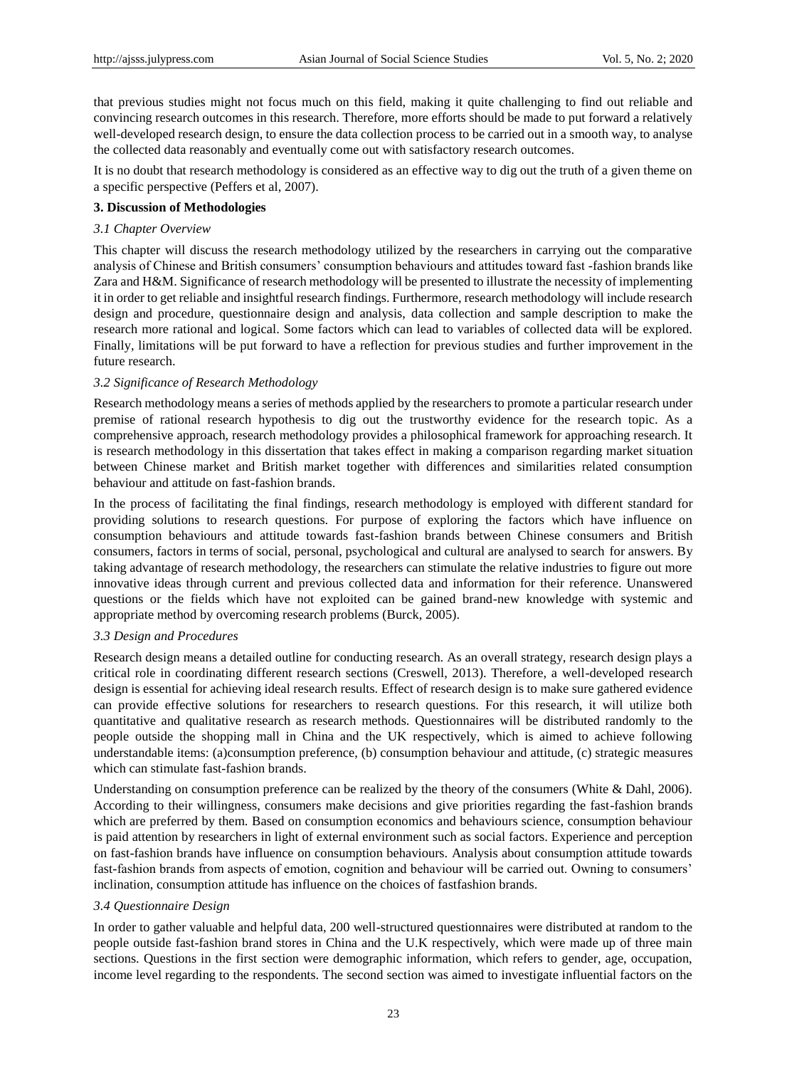that previous studies might not focus much on this field, making it quite challenging to find out reliable and convincing research outcomes in this research. Therefore, more efforts should be made to put forward a relatively well-developed research design, to ensure the data collection process to be carried out in a smooth way, to analyse the collected data reasonably and eventually come out with satisfactory research outcomes.

It is no doubt that research methodology is considered as an effective way to dig out the truth of a given theme on a specific perspective (Peffers et al, 2007).

## 3. Discussion of Methodologies

### *3.1 Chapter Overview*

This chapter will discuss the research methodology utilized by the researchers in carrying out the comparative analysis of Chinese and British consumers' consumption behaviours and attitudes toward fast -fashion brands like Zara and H&M. Significance of research methodology will be presented to illustrate the necessity of implementing it in order to get reliable and insightful research findings. Furthermore, research methodology will include research design and procedure, questionnaire design and analysis, data collection and sample description to make the research more rational and logical. Some factors which can lead to variables of collected data will be explored. Finally, limitations will be put forward to have a reflection for previous studies and further improvement in the future research.

### *3.2 Significance of Research Methodology*

Research methodology means a series of methods applied by the researchers to promote a particular research under premise of rational research hypothesis to dig out the trustworthy evidence for the research topic. As a comprehensive approach, research methodology provides a philosophical framework for approaching research. It is research methodology in this dissertation that takes effect in making a comparison regarding market situation between Chinese market and British market together with differences and similarities related consumption behaviour and attitude on fast-fashion brands.

In the process of facilitating the final findings, research methodology is employed with different standard for providing solutions to research questions. For purpose of exploring the factors which have influence on consumption behaviours and attitude towards fast-fashion brands between Chinese consumers and British consumers, factors in terms of social, personal, psychological and cultural are analysed to search for answers. By taking advantage of research methodology, the researchers can stimulate the relative industries to figure out more innovative ideas through current and previous collected data and information for their reference. Unanswered questions or the fields which have not exploited can be gained brand-new knowledge with systemic and appropriate method by overcoming research problems (Burck, 2005).

### *3.3 Design and Procedures*

Research design means a detailed outline for conducting research. As an overall strategy, research design plays a critical role in coordinating different research sections (Creswell, 2013). Therefore, a well-developed research design is essential for achieving ideal research results. Effect of research design is to make sure gathered evidence can provide effective solutions for researchers to research questions. For this research, it will utilize both quantitative and qualitative research as research methods. Questionnaires will be distributed randomly to the people outside the shopping mall in China and the UK respectively, which is aimed to achieve following understandable items: (a)consumption preference, (b) consumption behaviour and attitude, (c) strategic measures which can stimulate fast-fashion brands.

Understanding on consumption preference can be realized by the theory of the consumers (White & Dahl, 2006). According to their willingness, consumers make decisions and give priorities regarding the fast-fashion brands which are preferred by them. Based on consumption economics and behaviours science, consumption behaviour is paid attention by researchers in light of external environment such as social factors. Experience and perception on fast-fashion brands have influence on consumption behaviours. Analysis about consumption attitude towards fast-fashion brands from aspects of emotion, cognition and behaviour will be carried out. Owning to consumers' inclination, consumption attitude has influence on the choices of fastfashion brands.

### *3.4 Questionnaire Design*

In order to gather valuable and helpful data, 200 well-structured questionnaires were distributed at random to the people outside fast-fashion brand stores in China and the U.K respectively, which were made up of three main sections. Questions in the first section were demographic information, which refers to gender, age, occupation, income level regarding to the respondents. The second section was aimed to investigate influential factors on the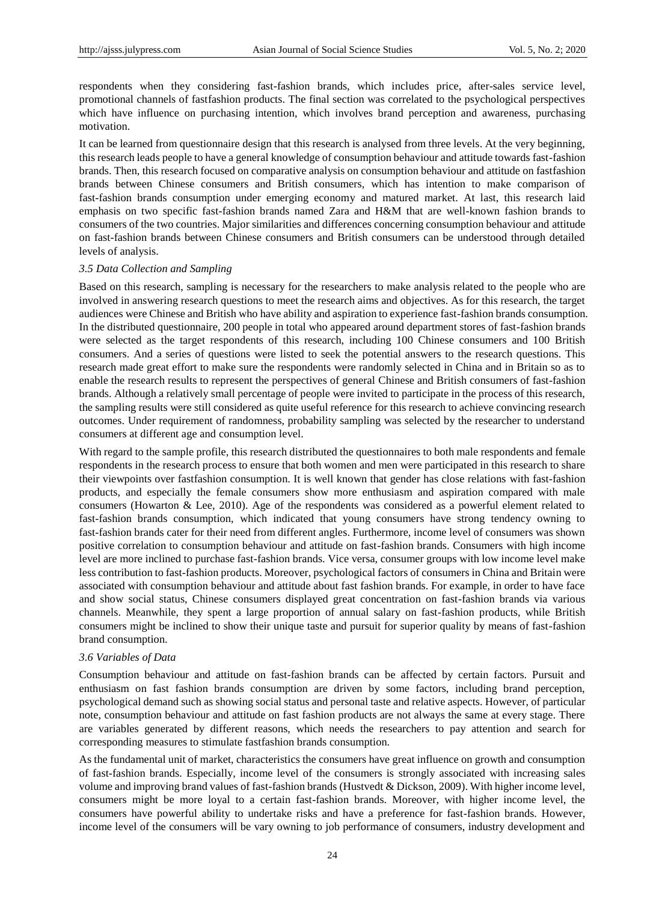respondents when they considering fast-fashion brands, which includes price, after-sales service level, promotional channels of fastfashion products. The final section was correlated to the psychological perspectives which have influence on purchasing intention, which involves brand perception and awareness, purchasing motivation.

It can be learned from questionnaire design that this research is analysed from three levels. At the very beginning, this research leads people to have a general knowledge of consumption behaviour and attitude towards fast-fashion brands. Then, this research focused on comparative analysis on consumption behaviour and attitude on fastfashion brands between Chinese consumers and British consumers, which has intention to make comparison of fast-fashion brands consumption under emerging economy and matured market. At last, this research laid emphasis on two specific fast-fashion brands named Zara and H&M that are well-known fashion brands to consumers of the two countries. Major similarities and differences concerning consumption behaviour and attitude on fast-fashion brands between Chinese consumers and British consumers can be understood through detailed levels of analysis.

### *3.5 Data Collection and Sampling*

Based on this research, sampling is necessary for the researchers to make analysis related to the people who are involved in answering research questions to meet the research aims and objectives. As for this research, the target audiences were Chinese and British who have ability and aspiration to experience fast-fashion brands consumption. In the distributed questionnaire, 200 people in total who appeared around department stores of fast-fashion brands were selected as the target respondents of this research, including 100 Chinese consumers and 100 British consumers. And a series of questions were listed to seek the potential answers to the research questions. This research made great effort to make sure the respondents were randomly selected in China and in Britain so as to enable the research results to represent the perspectives of general Chinese and British consumers of fast-fashion brands. Although a relatively small percentage of people were invited to participate in the process of this research, the sampling results were still considered as quite useful reference for this research to achieve convincing research outcomes. Under requirement of randomness, probability sampling was selected by the researcher to understand consumers at different age and consumption level.

With regard to the sample profile, this research distributed the questionnaires to both male respondents and female respondents in the research process to ensure that both women and men were participated in this research to share their viewpoints over fastfashion consumption. It is well known that gender has close relations with fast-fashion products, and especially the female consumers show more enthusiasm and aspiration compared with male consumers (Howarton & Lee, 2010). Age of the respondents was considered as a powerful element related to fast-fashion brands consumption, which indicated that young consumers have strong tendency owning to fast-fashion brands cater for their need from different angles. Furthermore, income level of consumers was shown positive correlation to consumption behaviour and attitude on fast-fashion brands. Consumers with high income level are more inclined to purchase fast-fashion brands. Vice versa, consumer groups with low income level make less contribution to fast-fashion products. Moreover, psychological factors of consumers in China and Britain were associated with consumption behaviour and attitude about fast fashion brands. For example, in order to have face and show social status, Chinese consumers displayed great concentration on fast-fashion brands via various channels. Meanwhile, they spent a large proportion of annual salary on fast-fashion products, while British consumers might be inclined to show their unique taste and pursuit for superior quality by means of fast-fashion brand consumption.

### *3.6 Variables of Data*

Consumption behaviour and attitude on fast-fashion brands can be affected by certain factors. Pursuit and enthusiasm on fast fashion brands consumption are driven by some factors, including brand perception, psychological demand such as showing social status and personal taste and relative aspects. However, of particular note, consumption behaviour and attitude on fast fashion products are not always the same at every stage. There are variables generated by different reasons, which needs the researchers to pay attention and search for corresponding measures to stimulate fastfashion brands consumption.

As the fundamental unit of market, characteristics the consumers have great influence on growth and consumption of fast-fashion brands. Especially, income level of the consumers is strongly associated with increasing sales volume and improving brand values of fast-fashion brands (Hustvedt & Dickson, 2009). With higher income level, consumers might be more loyal to a certain fast-fashion brands. Moreover, with higher income level, the consumers have powerful ability to undertake risks and have a preference for fast-fashion brands. However, income level of the consumers will be vary owning to job performance of consumers, industry development and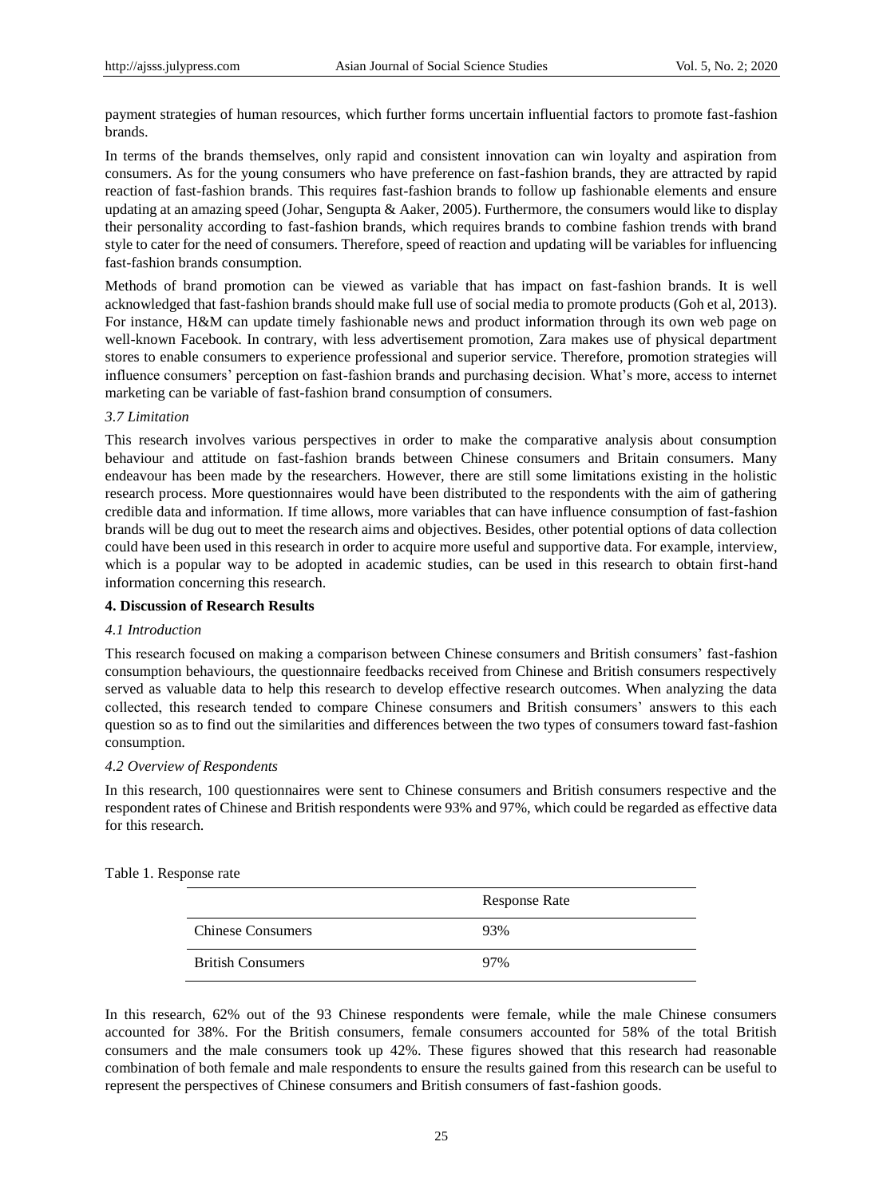payment strategies of human resources, which further forms uncertain influential factors to promote fast-fashion brands.

In terms of the brands themselves, only rapid and consistent innovation can win loyalty and aspiration from consumers. As for the young consumers who have preference on fast-fashion brands, they are attracted by rapid reaction of fast-fashion brands. This requires fast-fashion brands to follow up fashionable elements and ensure updating at an amazing speed (Johar, Sengupta & Aaker, 2005). Furthermore, the consumers would like to display their personality according to fast-fashion brands, which requires brands to combine fashion trends with brand style to cater for the need of consumers. Therefore, speed of reaction and updating will be variables for influencing fast-fashion brands consumption.

Methods of brand promotion can be viewed as variable that has impact on fast-fashion brands. It is well acknowledged that fast-fashion brands should make full use of social media to promote products (Goh et al, 2013). For instance, H&M can update timely fashionable news and product information through its own web page on well-known Facebook. In contrary, with less advertisement promotion, Zara makes use of physical department stores to enable consumers to experience professional and superior service. Therefore, promotion strategies will influence consumers' perception on fast-fashion brands and purchasing decision. What's more, access to internet marketing can be variable of fast-fashion brand consumption of consumers.

### *3.7 Limitation*

This research involves various perspectives in order to make the comparative analysis about consumption behaviour and attitude on fast-fashion brands between Chinese consumers and Britain consumers. Many endeavour has been made by the researchers. However, there are still some limitations existing in the holistic research process. More questionnaires would have been distributed to the respondents with the aim of gathering credible data and information. If time allows, more variables that can have influence consumption of fast-fashion brands will be dug out to meet the research aims and objectives. Besides, other potential options of data collection could have been used in this research in order to acquire more useful and supportive data. For example, interview, which is a popular way to be adopted in academic studies, can be used in this research to obtain first-hand information concerning this research.

## **4. Discussion of Research Results**

### *4.1 Introduction*

This research focused on making a comparison between Chinese consumers and British consumers' fast-fashion consumption behaviours, the questionnaire feedbacks received from Chinese and British consumers respectively served as valuable data to help this research to develop effective research outcomes. When analyzing the data collected, this research tended to compare Chinese consumers and British consumers' answers to this each question so as to find out the similarities and differences between the two types of consumers toward fast-fashion consumption.

### *4.2 Overview of Respondents*

In this research, 100 questionnaires were sent to Chinese consumers and British consumers respective and the respondent rates of Chinese and British respondents were 93% and 97%, which could be regarded as effective data for this research.

Table 1. Response rate

| | Response Rate |
|---|---|
| Chinese Consumers | 93% |
| British Consumers | 97% |

In this research, 62% out of the 93 Chinese respondents were female, while the male Chinese consumers accounted for 38%. For the British consumers, female consumers accounted for 58% of the total British consumers and the male consumers took up 42%. These figures showed that this research had reasonable combination of both female and male respondents to ensure the results gained from this research can be useful to represent the perspectives of Chinese consumers and British consumers of fast-fashion goods.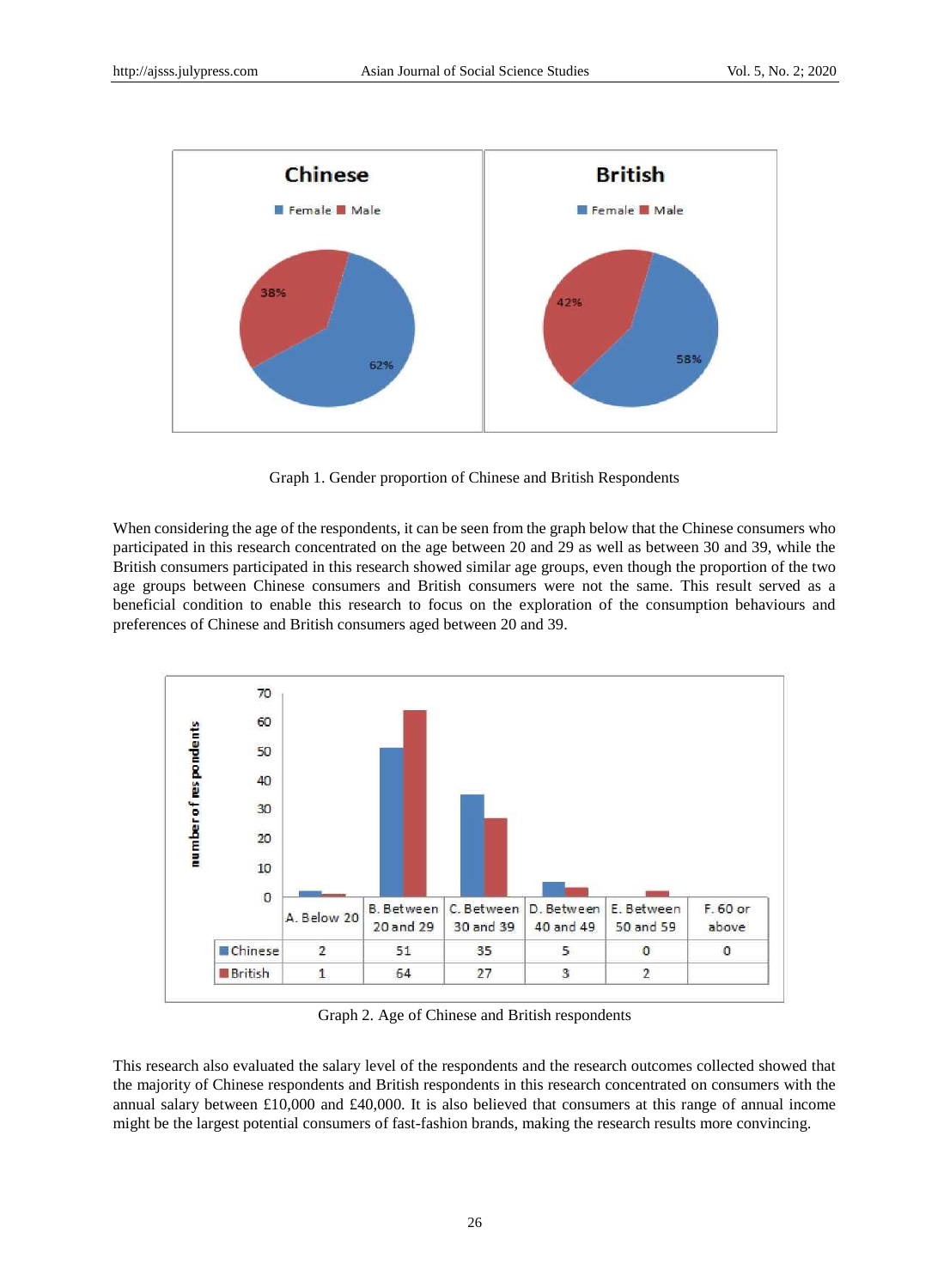Graph 1. Gender proportion of Chinese and British Respondents

When considering the age of the respondents, it can be seen from the graph below that the Chinese consumers who participated in this research concentrated on the age between 20 and 29 as well as between 30 and 39, while the British consumers participated in this research showed similar age groups, even though the proportion of the two age groups between Chinese consumers and British consumers were not the same. This result served as a beneficial condition to enable this research to focus on the exploration of the consumption behaviours and preferences of Chinese and British consumers aged between 20 and 39.

| | A. Below 20 | B. Between 20 and 29 | C. Between 30 and 39 | D. Between 40 and 49 | E. Between 50 and 59 | F. 60 or above |
|---|---|---|---|---|---|---|
| Chinese | 2 | 51 | 35 | 5 | 0 | 0 |
| British | 1 | 64 | 27 | 3 | 2 | |

Graph 2. Age of Chinese and British respondents

This research also evaluated the salary level of the respondents and the research outcomes collected showed that the majority of Chinese respondents and British respondents in this research concentrated on consumers with the annual salary between £10,000 and £40,000. It is also believed that consumers at this range of annual income might be the largest potential consumers of fast-fashion brands, making the research results more convincing.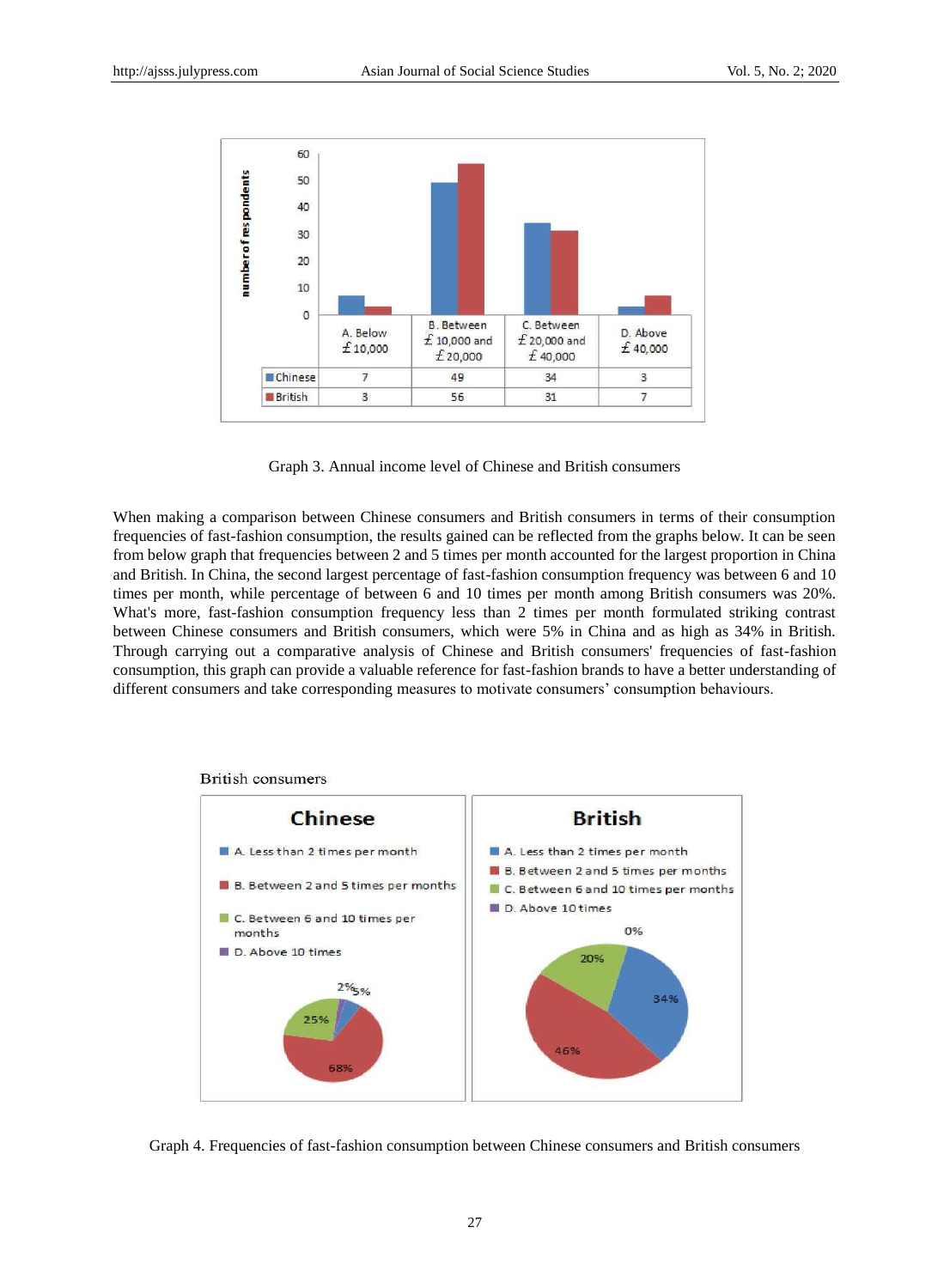| | A. Below £10,000 | B. Between £10,000 and £20,000 | C. Between £20,000 and £40,000 | D. Above £40,000 |
|---|---|---|---|---|
| Chinese | 7 | 49 | 34 | 3 |
| British | 3 | 56 | 31 | 7 |

Graph 3. Annual income level of Chinese and British consumers

When making a comparison between Chinese consumers and British consumers in terms of their consumption frequencies of fast-fashion consumption, the results gained can be reflected from the graphs below. It can be seen from below graph that frequencies between 2 and 5 times per month accounted for the largest proportion in China and British. In China, the second largest percentage of fast-fashion consumption frequency was between 6 and 10 times per month, while percentage of between 6 and 10 times per month among British consumers was 20%. What's more, fast-fashion consumption frequency less than 2 times per month formulated striking contrast between Chinese consumers and British consumers, which were 5% in China and as high as 34% in British. Through carrying out a comparative analysis of Chinese and British consumers' frequencies of fast-fashion consumption, this graph can provide a valuable reference for fast-fashion brands to have a better understanding of different consumers and take corresponding measures to motivate consumers' consumption behaviours.

British consumers

| | Chinese | British |
|---|---|---|
| A. Less than 2 times per month | 5% | 34% |
| B. Between 2 and 5 times per months | 68% | 46% |
| C. Between 6 and 10 times per months | 25% | 20% |
| D. Above 10 times | 2% | 0% |

Graph 4. Frequencies of fast-fashion consumption between Chinese consumers and British consumers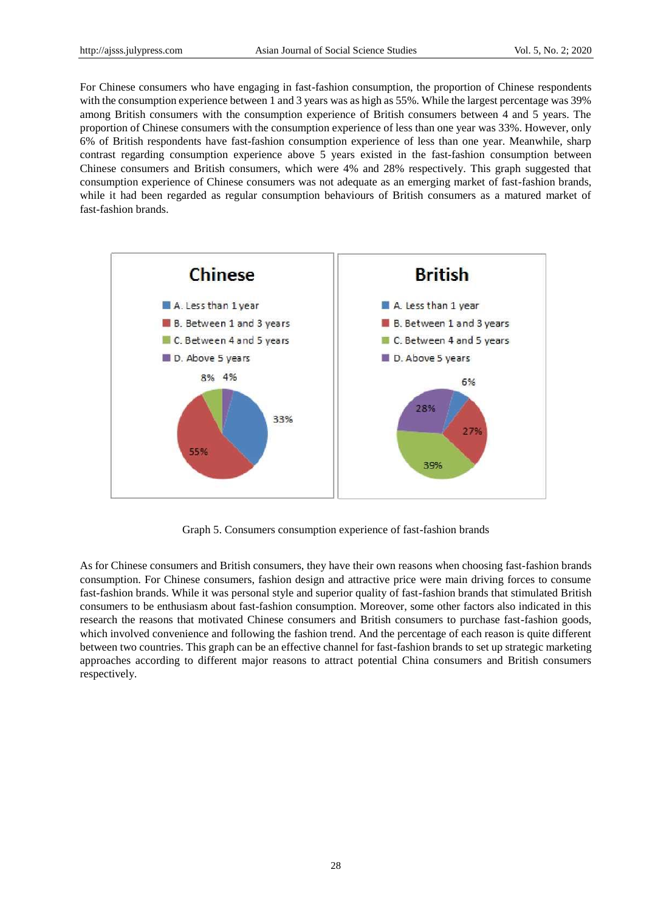For Chinese consumers who have engaging in fast-fashion consumption, the proportion of Chinese respondents with the consumption experience between 1 and 3 years was as high as 55%. While the largest percentage was 39% among British consumers with the consumption experience of British consumers between 4 and 5 years. The proportion of Chinese consumers with the consumption experience of less than one year was 33%. However, only 6% of British respondents have fast-fashion consumption experience of less than one year. Meanwhile, sharp contrast regarding consumption experience above 5 years existed in the fast-fashion consumption between Chinese consumers and British consumers, which were 4% and 28% respectively. This graph suggested that consumption experience of Chinese consumers was not adequate as an emerging market of fast-fashion brands, while it had been regarded as regular consumption behaviours of British consumers as a matured market of fast-fashion brands.

Graph 5. Consumers consumption experience of fast-fashion brands

As for Chinese consumers and British consumers, they have their own reasons when choosing fast-fashion brands consumption. For Chinese consumers, fashion design and attractive price were main driving forces to consume fast-fashion brands. While it was personal style and superior quality of fast-fashion brands that stimulated British consumers to be enthusiasm about fast-fashion consumption. Moreover, some other factors also indicated in this research the reasons that motivated Chinese consumers and British consumers to purchase fast-fashion goods, which involved convenience and following the fashion trend. And the percentage of each reason is quite different between two countries. This graph can be an effective channel for fast-fashion brands to set up strategic marketing approaches according to different major reasons to attract potential China consumers and British consumers respectively.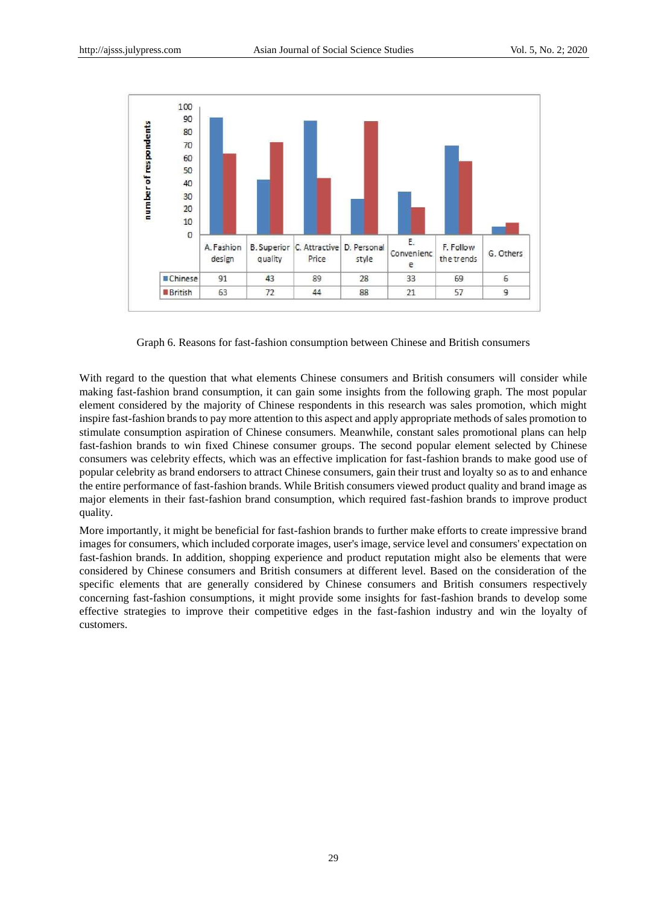| | A. Fashion design | B. Superior quality | C. Attractive Price | D. Personal style | E. Convenience | F. Follow the trends | G. Others |
|---|---|---|---|---|---|---|---|
| Chinese | 91 | 43 | 89 | 28 | 33 | 69 | 6 |
| British | 63 | 72 | 44 | 88 | 21 | 57 | 9 |

Graph 6. Reasons for fast-fashion consumption between Chinese and British consumers

With regard to the question that what elements Chinese consumers and British consumers will consider while making fast-fashion brand consumption, it can gain some insights from the following graph. The most popular element considered by the majority of Chinese respondents in this research was sales promotion, which might inspire fast-fashion brands to pay more attention to this aspect and apply appropriate methods of sales promotion to stimulate consumption aspiration of Chinese consumers. Meanwhile, constant sales promotional plans can help fast-fashion brands to win fixed Chinese consumer groups. The second popular element selected by Chinese consumers was celebrity effects, which was an effective implication for fast-fashion brands to make good use of popular celebrity as brand endorsers to attract Chinese consumers, gain their trust and loyalty so as to and enhance the entire performance of fast-fashion brands. While British consumers viewed product quality and brand image as major elements in their fast-fashion brand consumption, which required fast-fashion brands to improve product quality.

More importantly, it might be beneficial for fast-fashion brands to further make efforts to create impressive brand images for consumers, which included corporate images, user's image, service level and consumers' expectation on fast-fashion brands. In addition, shopping experience and product reputation might also be elements that were considered by Chinese consumers and British consumers at different level. Based on the consideration of the specific elements that are generally considered by Chinese consumers and British consumers respectively concerning fast-fashion consumptions, it might provide some insights for fast-fashion brands to develop some effective strategies to improve their competitive edges in the fast-fashion industry and win the loyalty of customers.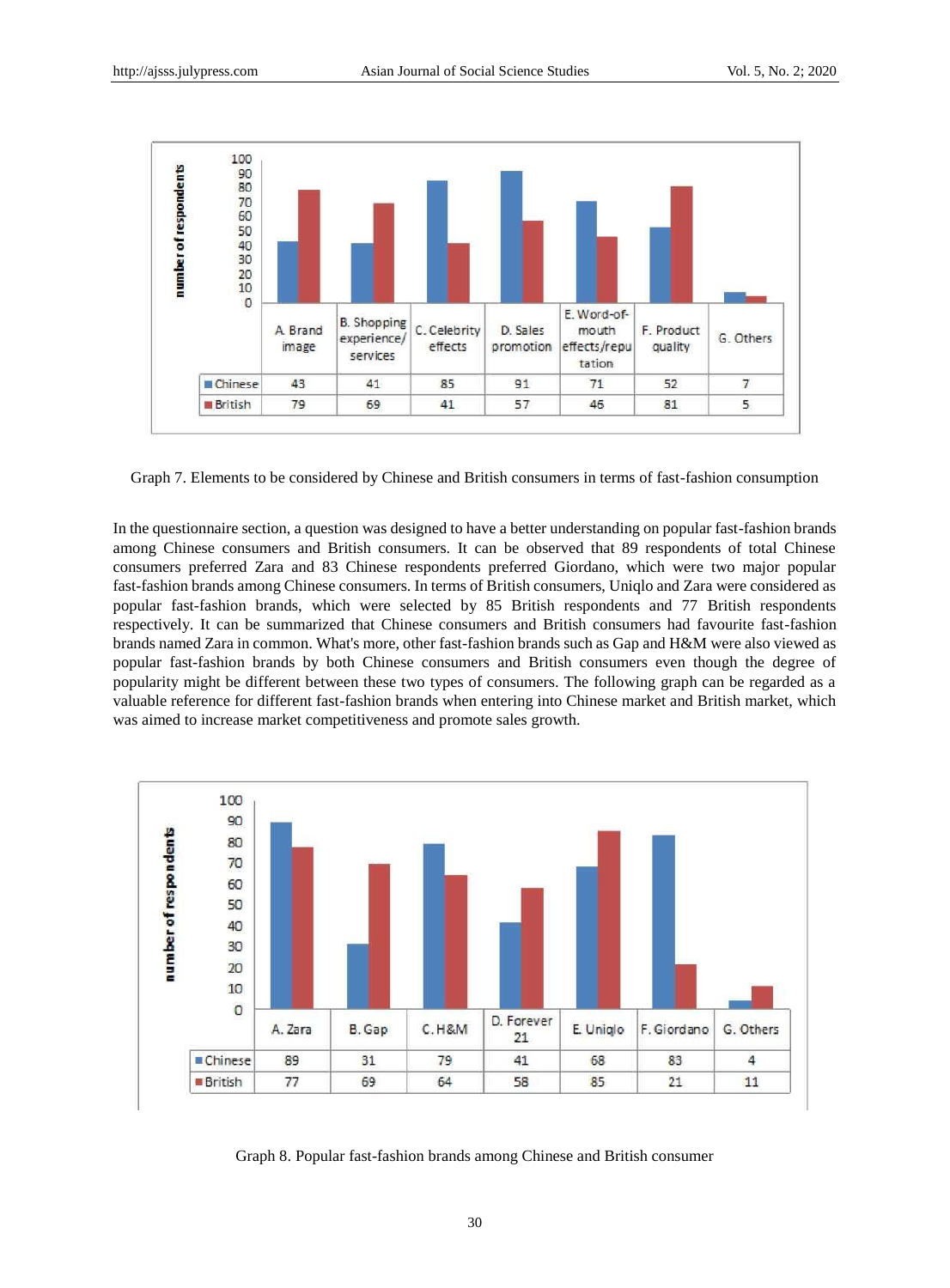| | A. Brand image | B. Shopping experience/ services | C. Celebrity effects | D. Sales promotion | E. Word-of-mouth effects/reputation | F. Product quality | G. Others |
|---|---|---|---|---|---|---|---|
| Chinese | 43 | 41 | 85 | 91 | 71 | 52 | 7 |
| British | 79 | 69 | 41 | 57 | 46 | 81 | 5 |

Graph 7. Elements to be considered by Chinese and British consumers in terms of fast-fashion consumption

In the questionnaire section, a question was designed to have a better understanding on popular fast-fashion brands among Chinese consumers and British consumers. It can be observed that 89 respondents of total Chinese consumers preferred Zara and 83 Chinese respondents preferred Giordano, which were two major popular fast-fashion brands among Chinese consumers. In terms of British consumers, Uniqlo and Zara were considered as popular fast-fashion brands, which were selected by 85 British respondents and 77 British respondents respectively. It can be summarized that Chinese consumers and British consumers had favourite fast-fashion brands named Zara in common. What's more, other fast-fashion brands such as Gap and H&M were also viewed as popular fast-fashion brands by both Chinese consumers and British consumers even though the degree of popularity might be different between these two types of consumers. The following graph can be regarded as a valuable reference for different fast-fashion brands when entering into Chinese market and British market, which was aimed to increase market competitiveness and promote sales growth.

| | A. Zara | B. Gap | C. H&M | D. Forever 21 | E. Uniqlo | F. Giordano | G. Others |
|---|---|---|---|---|---|---|---|
| Chinese | 89 | 31 | 79 | 41 | 68 | 83 | 4 |
| British | 77 | 69 | 64 | 58 | 85 | 21 | 11 |

Graph 8. Popular fast-fashion brands among Chinese and British consumer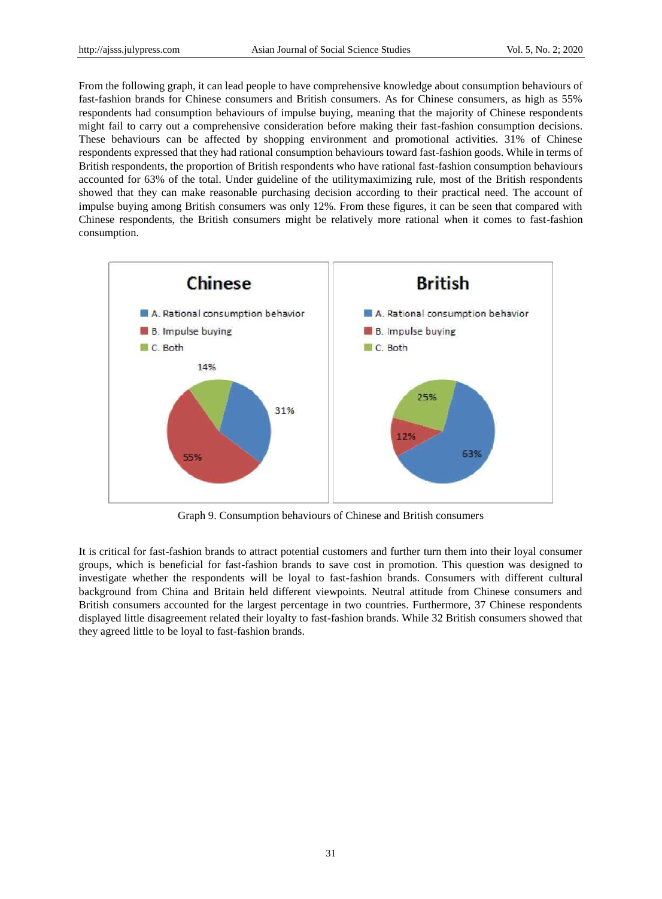From the following graph, it can lead people to have comprehensive knowledge about consumption behaviours of fast-fashion brands for Chinese consumers and British consumers. As for Chinese consumers, as high as 55% respondents had consumption behaviours of impulse buying, meaning that the majority of Chinese respondents might fail to carry out a comprehensive consideration before making their fast-fashion consumption decisions. These behaviours can be affected by shopping environment and promotional activities. 31% of Chinese respondents expressed that they had rational consumption behaviours toward fast-fashion goods. While in terms of British respondents, the proportion of British respondents who have rational fast-fashion consumption behaviours accounted for 63% of the total. Under guideline of the utilitymaximizing rule, most of the British respondents showed that they can make reasonable purchasing decision according to their practical need. The account of impulse buying among British consumers was only 12%. From these figures, it can be seen that compared with Chinese respondents, the British consumers might be relatively more rational when it comes to fast-fashion consumption.

Graph 9. Consumption behaviours of Chinese and British consumers

It is critical for fast-fashion brands to attract potential customers and further turn them into their loyal consumer groups, which is beneficial for fast-fashion brands to save cost in promotion. This question was designed to investigate whether the respondents will be loyal to fast-fashion brands. Consumers with different cultural background from China and Britain held different viewpoints. Neutral attitude from Chinese consumers and British consumers accounted for the largest percentage in two countries. Furthermore, 37 Chinese respondents displayed little disagreement related their loyalty to fast-fashion brands. While 32 British consumers showed that they agreed little to be loyal to fast-fashion brands.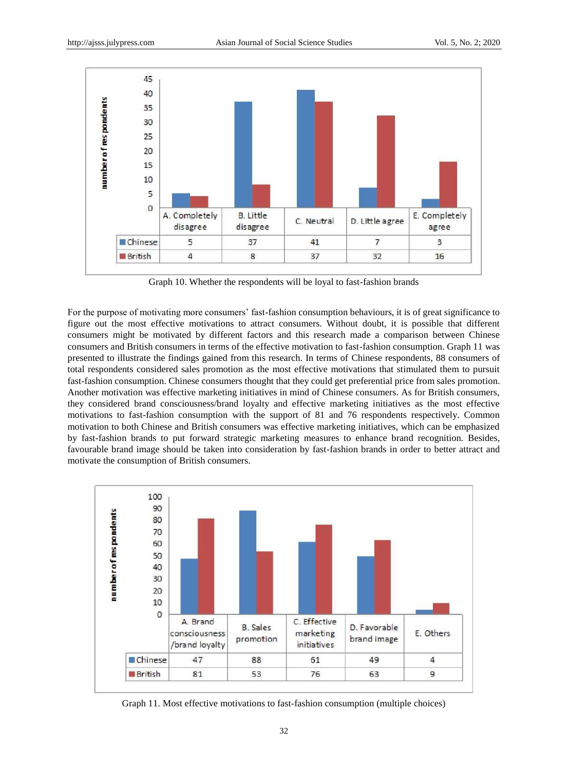| | A. Completely disagree | B. Little disagree | C. Neutral | D. Little agree | E. Completely agree |
|---|---|---|---|---|---|
| Chinese | 5 | 37 | 41 | 7 | 3 |
| British | 4 | 8 | 37 | 32 | 16 |

Graph 10. Whether the respondents will be loyal to fast-fashion brands

For the purpose of motivating more consumers' fast-fashion consumption behaviours, it is of great significance to figure out the most effective motivations to attract consumers. Without doubt, it is possible that different consumers might be motivated by different factors and this research made a comparison between Chinese consumers and British consumers in terms of the effective motivation to fast-fashion consumption. Graph 11 was presented to illustrate the findings gained from this research. In terms of Chinese respondents, 88 consumers of total respondents considered sales promotion as the most effective motivations that stimulated them to pursuit fast-fashion consumption. Chinese consumers thought that they could get preferential price from sales promotion. Another motivation was effective marketing initiatives in mind of Chinese consumers. As for British consumers, they considered brand consciousness/brand loyalty and effective marketing initiatives as the most effective motivations to fast-fashion consumption with the support of 81 and 76 respondents respectively. Common motivation to both Chinese and British consumers was effective marketing initiatives, which can be emphasized by fast-fashion brands to put forward strategic marketing measures to enhance brand recognition. Besides, favourable brand image should be taken into consideration by fast-fashion brands in order to better attract and motivate the consumption of British consumers.

| | A. Brand consciousness /brand loyalty | B. Sales promotion | C. Effective marketing initiatives | D. Favorable brand image | E. Others |
|---|---|---|---|---|---|
| Chinese | 47 | 88 | 61 | 49 | 4 |
| British | 81 | 53 | 76 | 63 | 9 |

Graph 11. Most effective motivations to fast-fashion consumption (multiple choices)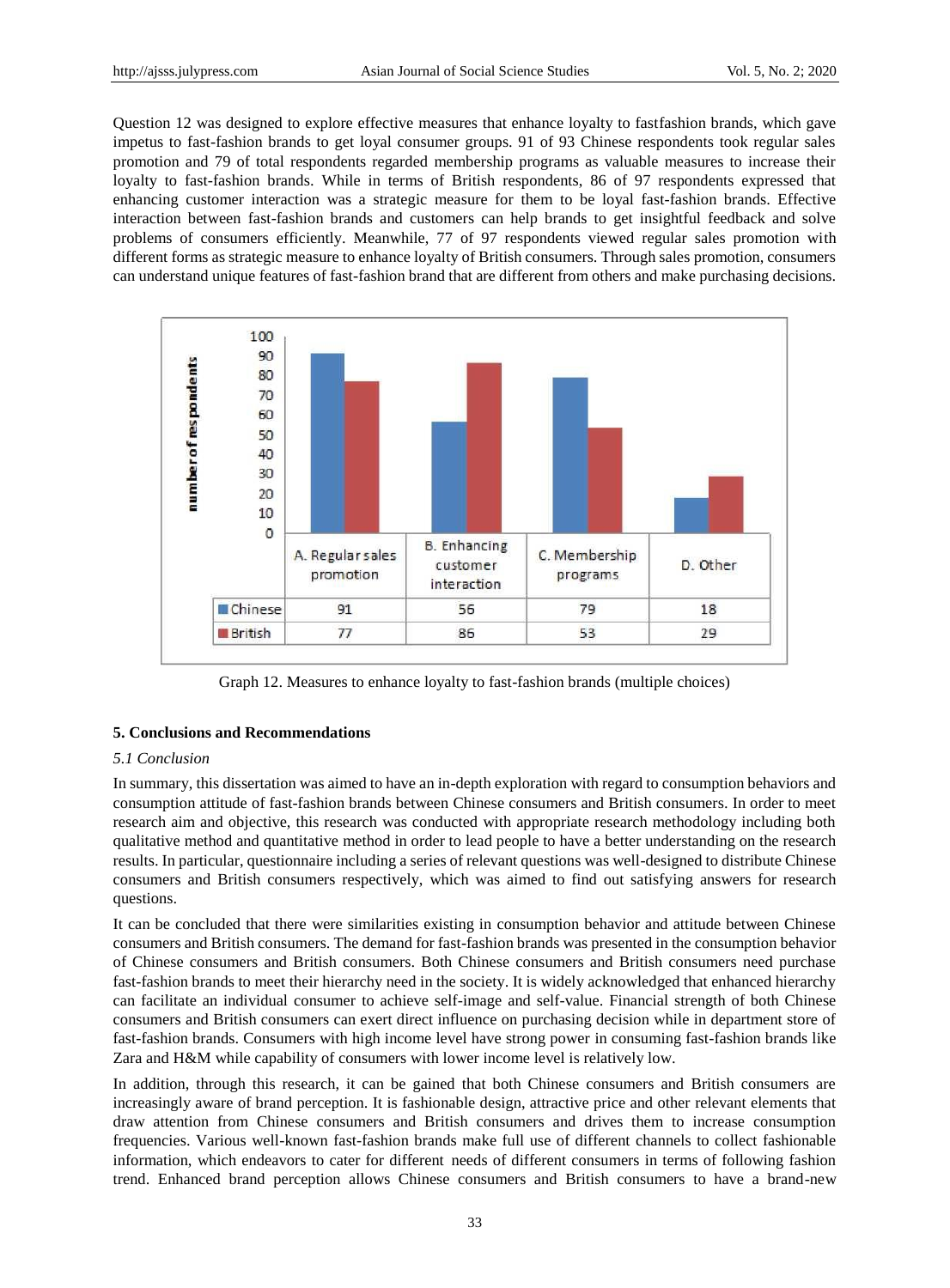Question 12 was designed to explore effective measures that enhance loyalty to fastfashion brands, which gave impetus to fast-fashion brands to get loyal consumer groups. 91 of 93 Chinese respondents took regular sales promotion and 79 of total respondents regarded membership programs as valuable measures to increase their loyalty to fast-fashion brands. While in terms of British respondents, 86 of 97 respondents expressed that enhancing customer interaction was a strategic measure for them to be loyal fast-fashion brands. Effective interaction between fast-fashion brands and customers can help brands to get insightful feedback and solve problems of consumers efficiently. Meanwhile, 77 of 97 respondents viewed regular sales promotion with different forms as strategic measure to enhance loyalty of British consumers. Through sales promotion, consumers can understand unique features of fast-fashion brand that are different from others and make purchasing decisions.

| | A. Regular sales promotion | B. Enhancing customer interaction | C. Membership programs | D. Other |
|---|---|---|---|---|
| Chinese | 91 | 56 | 79 | 18 |
| British | 77 | 86 | 53 | 29 |

Graph 12. Measures to enhance loyalty to fast-fashion brands (multiple choices)

## 5. Conclusions and Recommendations

### *5.1 Conclusion*

In summary, this dissertation was aimed to have an in-depth exploration with regard to consumption behaviors and consumption attitude of fast-fashion brands between Chinese consumers and British consumers. In order to meet research aim and objective, this research was conducted with appropriate research methodology including both qualitative method and quantitative method in order to lead people to have a better understanding on the research results. In particular, questionnaire including a series of relevant questions was well-designed to distribute Chinese consumers and British consumers respectively, which was aimed to find out satisfying answers for research questions.

It can be concluded that there were similarities existing in consumption behavior and attitude between Chinese consumers and British consumers. The demand for fast-fashion brands was presented in the consumption behavior of Chinese consumers and British consumers. Both Chinese consumers and British consumers need purchase fast-fashion brands to meet their hierarchy need in the society. It is widely acknowledged that enhanced hierarchy can facilitate an individual consumer to achieve self-image and self-value. Financial strength of both Chinese consumers and British consumers can exert direct influence on purchasing decision while in department store of fast-fashion brands. Consumers with high income level have strong power in consuming fast-fashion brands like Zara and H&M while capability of consumers with lower income level is relatively low.

In addition, through this research, it can be gained that both Chinese consumers and British consumers are increasingly aware of brand perception. It is fashionable design, attractive price and other relevant elements that draw attention from Chinese consumers and British consumers and drives them to increase consumption frequencies. Various well-known fast-fashion brands make full use of different channels to collect fashionable information, which endeavors to cater for different needs of different consumers in terms of following fashion trend. Enhanced brand perception allows Chinese consumers and British consumers to have a brand-new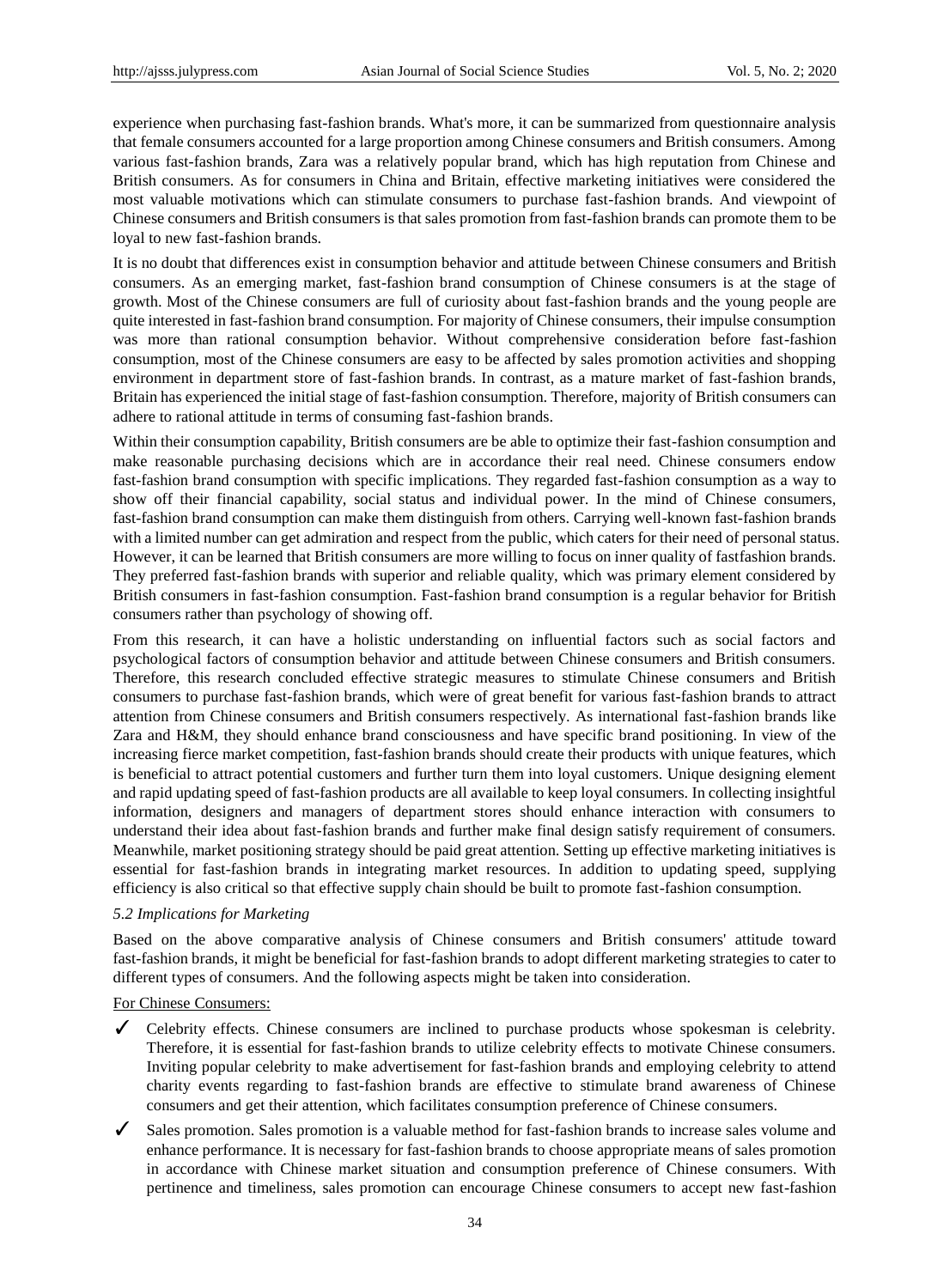experience when purchasing fast-fashion brands. What's more, it can be summarized from questionnaire analysis that female consumers accounted for a large proportion among Chinese consumers and British consumers. Among various fast-fashion brands, Zara was a relatively popular brand, which has high reputation from Chinese and British consumers. As for consumers in China and Britain, effective marketing initiatives were considered the most valuable motivations which can stimulate consumers to purchase fast-fashion brands. And viewpoint of Chinese consumers and British consumers is that sales promotion from fast-fashion brands can promote them to be loyal to new fast-fashion brands.

It is no doubt that differences exist in consumption behavior and attitude between Chinese consumers and British consumers. As an emerging market, fast-fashion brand consumption of Chinese consumers is at the stage of growth. Most of the Chinese consumers are full of curiosity about fast-fashion brands and the young people are quite interested in fast-fashion brand consumption. For majority of Chinese consumers, their impulse consumption was more than rational consumption behavior. Without comprehensive consideration before fast-fashion consumption, most of the Chinese consumers are easy to be affected by sales promotion activities and shopping environment in department store of fast-fashion brands. In contrast, as a mature market of fast-fashion brands, Britain has experienced the initial stage of fast-fashion consumption. Therefore, majority of British consumers can adhere to rational attitude in terms of consuming fast-fashion brands.

Within their consumption capability, British consumers are be able to optimize their fast-fashion consumption and make reasonable purchasing decisions which are in accordance their real need. Chinese consumers endow fast-fashion brand consumption with specific implications. They regarded fast-fashion consumption as a way to show off their financial capability, social status and individual power. In the mind of Chinese consumers, fast-fashion brand consumption can make them distinguish from others. Carrying well-known fast-fashion brands with a limited number can get admiration and respect from the public, which caters for their need of personal status. However, it can be learned that British consumers are more willing to focus on inner quality of fastfashion brands. They preferred fast-fashion brands with superior and reliable quality, which was primary element considered by British consumers in fast-fashion consumption. Fast-fashion brand consumption is a regular behavior for British consumers rather than psychology of showing off.

From this research, it can have a holistic understanding on influential factors such as social factors and psychological factors of consumption behavior and attitude between Chinese consumers and British consumers. Therefore, this research concluded effective strategic measures to stimulate Chinese consumers and British consumers to purchase fast-fashion brands, which were of great benefit for various fast-fashion brands to attract attention from Chinese consumers and British consumers respectively. As international fast-fashion brands like Zara and H&M, they should enhance brand consciousness and have specific brand positioning. In view of the increasing fierce market competition, fast-fashion brands should create their products with unique features, which is beneficial to attract potential customers and further turn them into loyal customers. Unique designing element and rapid updating speed of fast-fashion products are all available to keep loyal consumers. In collecting insightful information, designers and managers of department stores should enhance interaction with consumers to understand their idea about fast-fashion brands and further make final design satisfy requirement of consumers. Meanwhile, market positioning strategy should be paid great attention. Setting up effective marketing initiatives is essential for fast-fashion brands in integrating market resources. In addition to updating speed, supplying efficiency is also critical so that effective supply chain should be built to promote fast-fashion consumption.

### *5.2 Implications for Marketing*

Based on the above comparative analysis of Chinese consumers and British consumers' attitude toward fast-fashion brands, it might be beneficial for fast-fashion brands to adopt different marketing strategies to cater to different types of consumers. And the following aspects might be taken into consideration.

<u>For Chinese Consumers:</u>

- ✓ Celebrity effects. Chinese consumers are inclined to purchase products whose spokesman is celebrity. Therefore, it is essential for fast-fashion brands to utilize celebrity effects to motivate Chinese consumers. Inviting popular celebrity to make advertisement for fast-fashion brands and employing celebrity to attend charity events regarding to fast-fashion brands are effective to stimulate brand awareness of Chinese consumers and get their attention, which facilitates consumption preference of Chinese consumers.
- ✓ Sales promotion. Sales promotion is a valuable method for fast-fashion brands to increase sales volume and enhance performance. It is necessary for fast-fashion brands to choose appropriate means of sales promotion in accordance with Chinese market situation and consumption preference of Chinese consumers. With pertinence and timeliness, sales promotion can encourage Chinese consumers to accept new fast-fashion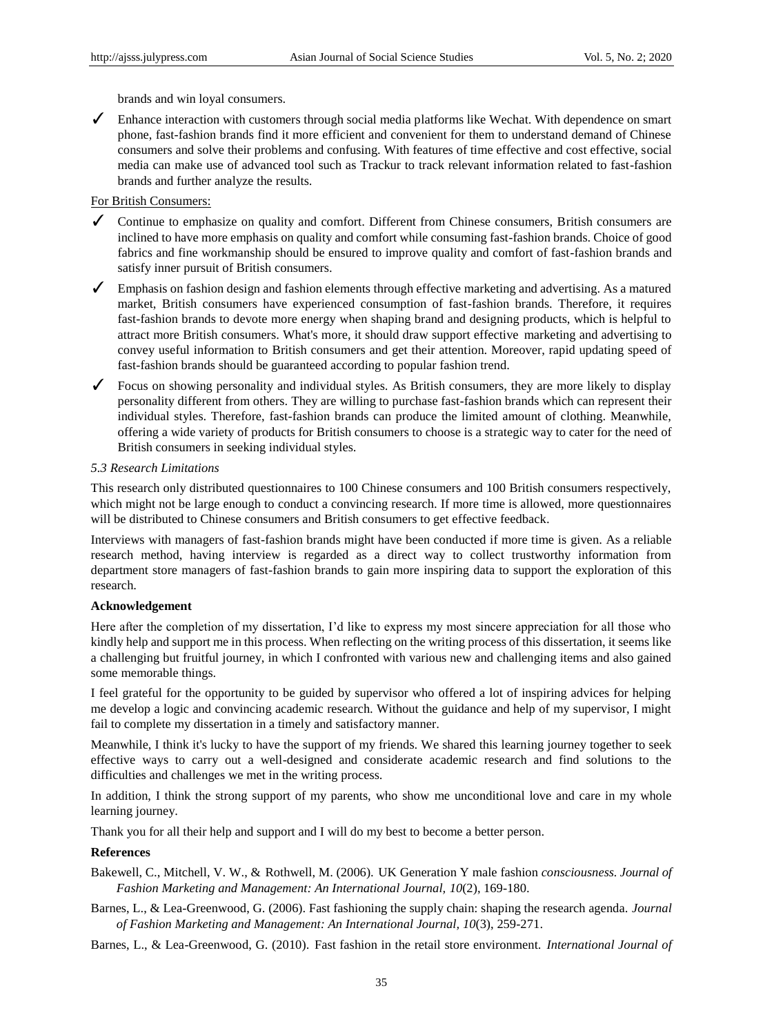brands and win loyal consumers.

✓ Enhance interaction with customers through social media platforms like Wechat. With dependence on smart phone, fast-fashion brands find it more efficient and convenient for them to understand demand of Chinese consumers and solve their problems and confusing. With features of time effective and cost effective, social media can make use of advanced tool such as Trackur to track relevant information related to fast-fashion brands and further analyze the results.

For British Consumers:

✓ Continue to emphasize on quality and comfort. Different from Chinese consumers, British consumers are inclined to have more emphasis on quality and comfort while consuming fast-fashion brands. Choice of good fabrics and fine workmanship should be ensured to improve quality and comfort of fast-fashion brands and satisfy inner pursuit of British consumers.

✓ Emphasis on fashion design and fashion elements through effective marketing and advertising. As a matured market, British consumers have experienced consumption of fast-fashion brands. Therefore, it requires fast-fashion brands to devote more energy when shaping brand and designing products, which is helpful to attract more British consumers. What's more, it should draw support effective marketing and advertising to convey useful information to British consumers and get their attention. Moreover, rapid updating speed of fast-fashion brands should be guaranteed according to popular fashion trend.

✓ Focus on showing personality and individual styles. As British consumers, they are more likely to display personality different from others. They are willing to purchase fast-fashion brands which can represent their individual styles. Therefore, fast-fashion brands can produce the limited amount of clothing. Meanwhile, offering a wide variety of products for British consumers to choose is a strategic way to cater for the need of British consumers in seeking individual styles.

### *5.3 Research Limitations*

This research only distributed questionnaires to 100 Chinese consumers and 100 British consumers respectively, which might not be large enough to conduct a convincing research. If more time is allowed, more questionnaires will be distributed to Chinese consumers and British consumers to get effective feedback.

Interviews with managers of fast-fashion brands might have been conducted if more time is given. As a reliable research method, having interview is regarded as a direct way to collect trustworthy information from department store managers of fast-fashion brands to gain more inspiring data to support the exploration of this research.

## Acknowledgement

Here after the completion of my dissertation, I'd like to express my most sincere appreciation for all those who kindly help and support me in this process. When reflecting on the writing process of this dissertation, it seems like a challenging but fruitful journey, in which I confronted with various new and challenging items and also gained some memorable things.

I feel grateful for the opportunity to be guided by supervisor who offered a lot of inspiring advices for helping me develop a logic and convincing academic research. Without the guidance and help of my supervisor, I might fail to complete my dissertation in a timely and satisfactory manner.

Meanwhile, I think it's lucky to have the support of my friends. We shared this learning journey together to seek effective ways to carry out a well-designed and considerate academic research and find solutions to the difficulties and challenges we met in the writing process.

In addition, I think the strong support of my parents, who show me unconditional love and care in my whole learning journey.

Thank you for all their help and support and I will do my best to become a better person.

## References

Bakewell, C., Mitchell, V. W., & Rothwell, M. (2006). UK Generation Y male fashion *consciousness. Journal of Fashion Marketing and Management: An International Journal, 10*(2), 169-180.

Barnes, L., & Lea-Greenwood, G. (2006). Fast fashioning the supply chain: shaping the research agenda. *Journal of Fashion Marketing and Management: An International Journal, 10*(3), 259-271.

Barnes, L., & Lea-Greenwood, G. (2010). Fast fashion in the retail store environment. *International Journal of*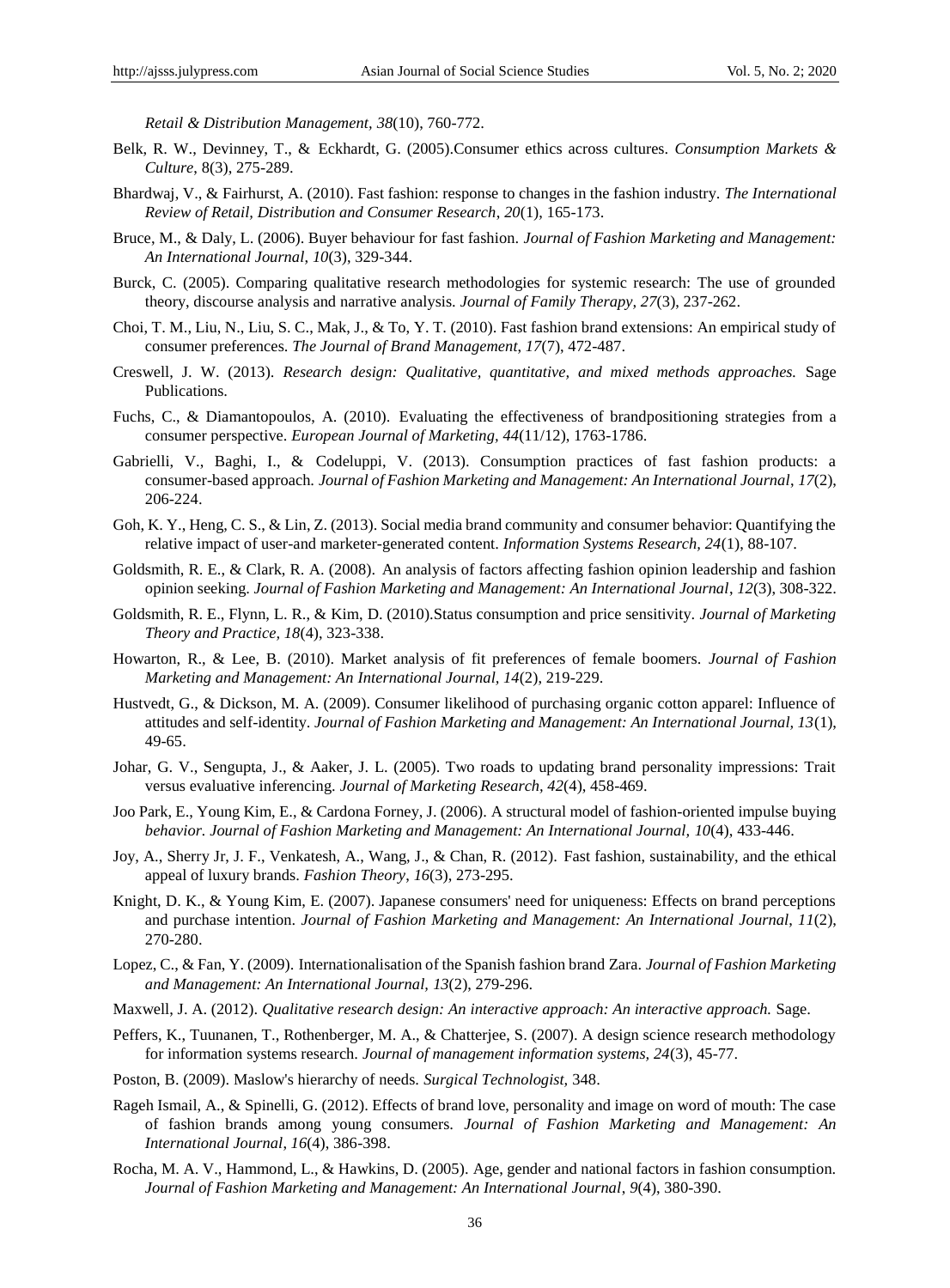*Retail & Distribution Management*, *38*(10), 760-772.

Belk, R. W., Devinney, T., & Eckhardt, G. (2005).Consumer ethics across cultures. *Consumption Markets & Culture*, 8(3), 275-289.

Bhardwaj, V., & Fairhurst, A. (2010). Fast fashion: response to changes in the fashion industry. *The International Review of Retail, Distribution and Consumer Research*, *20*(1), 165-173.

Bruce, M., & Daly, L. (2006). Buyer behaviour for fast fashion. *Journal of Fashion Marketing and Management: An International Journal, 10*(3), 329-344.

Burck, C. (2005). Comparing qualitative research methodologies for systemic research: The use of grounded theory, discourse analysis and narrative analysis. *Journal of Family Therapy, 27*(3), 237-262.

Choi, T. M., Liu, N., Liu, S. C., Mak, J., & To, Y. T. (2010). Fast fashion brand extensions: An empirical study of consumer preferences. *The Journal of Brand Management, 17*(7), 472-487.

Creswell, J. W. (2013). *Research design: Qualitative, quantitative, and mixed methods approaches.* Sage Publications.

Fuchs, C., & Diamantopoulos, A. (2010). Evaluating the effectiveness of brandpositioning strategies from a consumer perspective. *European Journal of Marketing, 44*(11/12), 1763-1786.

Gabrielli, V., Baghi, I., & Codeluppi, V. (2013). Consumption practices of fast fashion products: a consumer-based approach. *Journal of Fashion Marketing and Management: An International Journal*, *17*(2), 206-224.

Goh, K. Y., Heng, C. S., & Lin, Z. (2013). Social media brand community and consumer behavior: Quantifying the relative impact of user-and marketer-generated content. *Information Systems Research, 24*(1), 88-107.

Goldsmith, R. E., & Clark, R. A. (2008). An analysis of factors affecting fashion opinion leadership and fashion opinion seeking. *Journal of Fashion Marketing and Management: An International Journal*, *12*(3), 308-322.

Goldsmith, R. E., Flynn, L. R., & Kim, D. (2010).Status consumption and price sensitivity. *Journal of Marketing Theory and Practice, 18*(4), 323-338.

Howarton, R., & Lee, B. (2010). Market analysis of fit preferences of female boomers. *Journal of Fashion Marketing and Management: An International Journal, 14*(2), 219-229.

Hustvedt, G., & Dickson, M. A. (2009). Consumer likelihood of purchasing organic cotton apparel: Influence of attitudes and self-identity. *Journal of Fashion Marketing and Management: An International Journal, 13*(1), 49-65.

Johar, G. V., Sengupta, J., & Aaker, J. L. (2005). Two roads to updating brand personality impressions: Trait versus evaluative inferencing. *Journal of Marketing Research, 42*(4), 458-469.

Joo Park, E., Young Kim, E., & Cardona Forney, J. (2006). A structural model of fashion-oriented impulse buying *behavior. Journal of Fashion Marketing and Management: An International Journal, 10*(4), 433-446.

Joy, A., Sherry Jr, J. F., Venkatesh, A., Wang, J., & Chan, R. (2012). Fast fashion, sustainability, and the ethical appeal of luxury brands. *Fashion Theory*, *16*(3), 273-295.

Knight, D. K., & Young Kim, E. (2007). Japanese consumers' need for uniqueness: Effects on brand perceptions and purchase intention. *Journal of Fashion Marketing and Management: An International Journal*, *11*(2), 270-280.

Lopez, C., & Fan, Y. (2009). Internationalisation of the Spanish fashion brand Zara. *Journal of Fashion Marketing and Management: An International Journal, 13*(2), 279-296.

Maxwell, J. A. (2012). *Qualitative research design: An interactive approach: An interactive approach.* Sage.

Peffers, K., Tuunanen, T., Rothenberger, M. A., & Chatterjee, S. (2007). A design science research methodology for information systems research. *Journal of management information systems*, *24*(3), 45-77.

Poston, B. (2009). Maslow's hierarchy of needs. *Surgical Technologist,* 348.

Rageh Ismail, A., & Spinelli, G. (2012). Effects of brand love, personality and image on word of mouth: The case of fashion brands among young consumers. *Journal of Fashion Marketing and Management: An International Journal*, *16*(4), 386-398.

Rocha, M. A. V., Hammond, L., & Hawkins, D. (2005). Age, gender and national factors in fashion consumption. *Journal of Fashion Marketing and Management: An International Journal*, *9*(4), 380-390.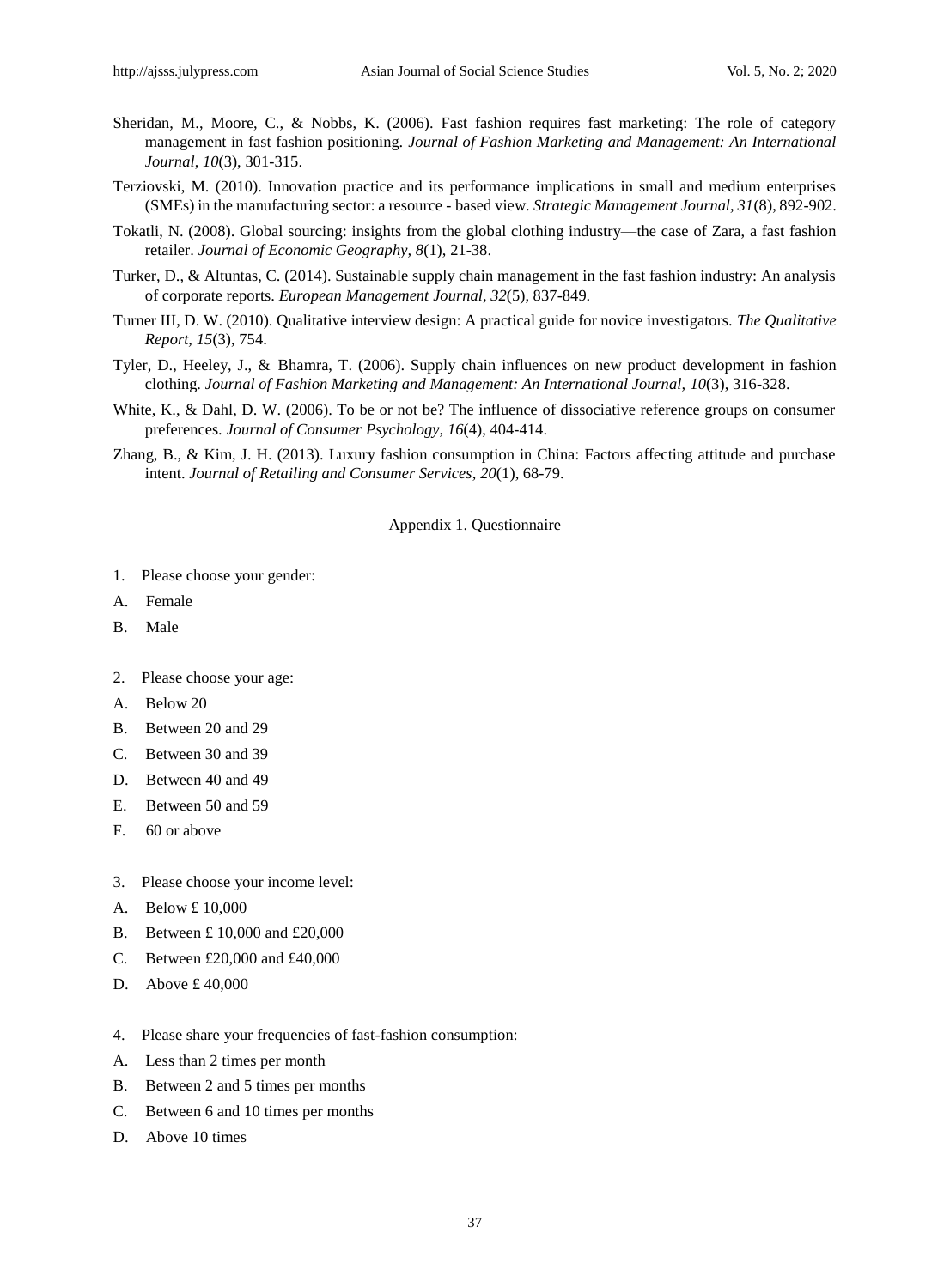Sheridan, M., Moore, C., & Nobbs, K. (2006). Fast fashion requires fast marketing: The role of category management in fast fashion positioning. *Journal of Fashion Marketing and Management: An International Journal*, *10*(3), 301-315.

Terziovski, M. (2010). Innovation practice and its performance implications in small and medium enterprises (SMEs) in the manufacturing sector: a resource - based view. *Strategic Management Journal*, *31*(8), 892-902.

Tokatli, N. (2008). Global sourcing: insights from the global clothing industry—the case of Zara, a fast fashion retailer. *Journal of Economic Geography*, *8*(1), 21-38.

Turker, D., & Altuntas, C. (2014). Sustainable supply chain management in the fast fashion industry: An analysis of corporate reports. *European Management Journal*, *32*(5), 837-849.

Turner III, D. W. (2010). Qualitative interview design: A practical guide for novice investigators. *The Qualitative Report*, *15*(3), 754.

Tyler, D., Heeley, J., & Bhamra, T. (2006). Supply chain influences on new product development in fashion clothing. *Journal of Fashion Marketing and Management: An International Journal*, *10*(3), 316-328.

White, K., & Dahl, D. W. (2006). To be or not be? The influence of dissociative reference groups on consumer preferences. *Journal of Consumer Psychology*, *16*(4), 404-414.

Zhang, B., & Kim, J. H. (2013). Luxury fashion consumption in China: Factors affecting attitude and purchase intent. *Journal of Retailing and Consumer Services*, *20*(1), 68-79.

## Appendix 1. Questionnaire

1. Please choose your gender:

A. Female

B. Male

2. Please choose your age:

A. Below 20

B. Between 20 and 29

C. Between 30 and 39

D. Between 40 and 49

E. Between 50 and 59

F. 60 or above

3. Please choose your income level:

A. Below £ 10,000

B. Between £ 10,000 and £20,000

C. Between £20,000 and £40,000

D. Above £ 40,000

4. Please share your frequencies of fast-fashion consumption:

A. Less than 2 times per month

B. Between 2 and 5 times per months

C. Between 6 and 10 times per months

D. Above 10 times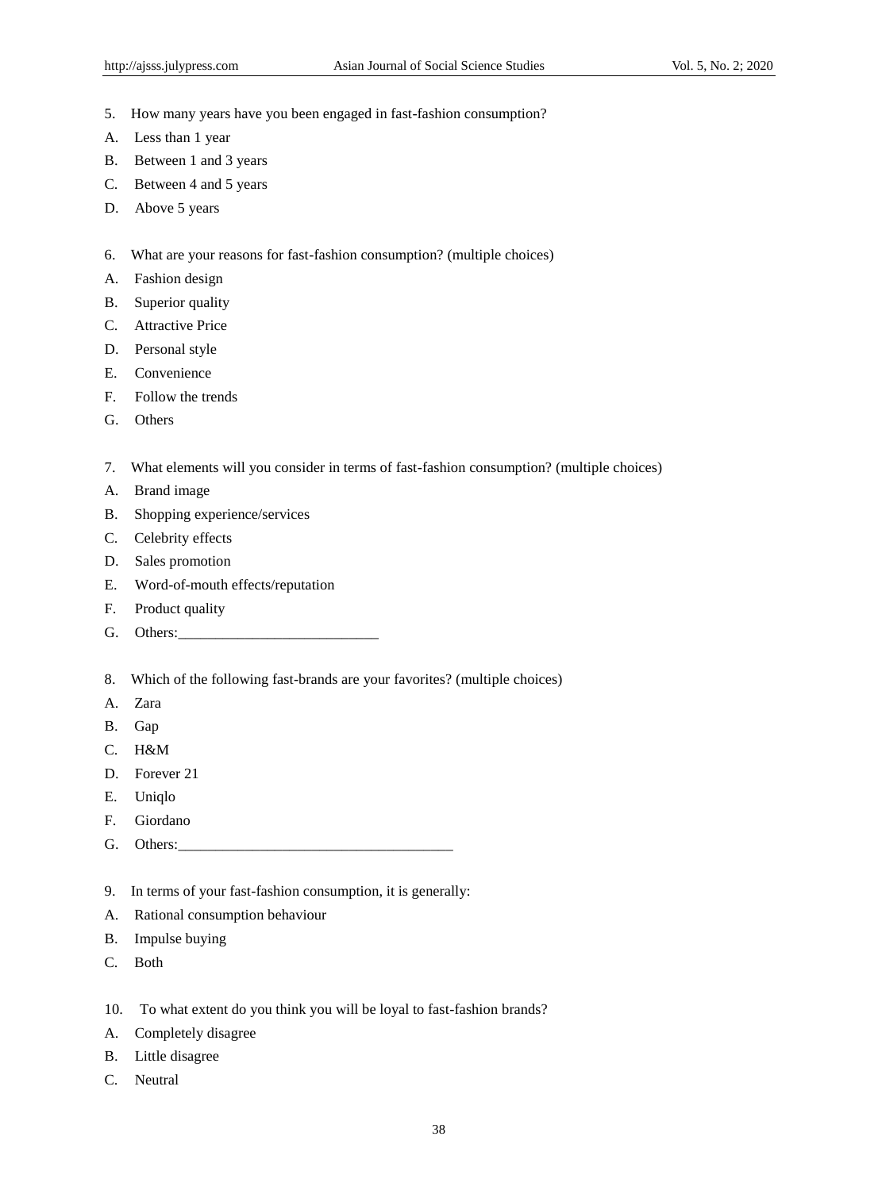5. How many years have you been engaged in fast-fashion consumption?

A. Less than 1 year

B. Between 1 and 3 years

C. Between 4 and 5 years

D. Above 5 years

6. What are your reasons for fast-fashion consumption? (multiple choices)

A. Fashion design

B. Superior quality

C. Attractive Price

D. Personal style

E. Convenience

F. Follow the trends

G. Others

7. What elements will you consider in terms of fast-fashion consumption? (multiple choices)

A. Brand image

B. Shopping experience/services

C. Celebrity effects

D. Sales promotion

E. Word-of-mouth effects/reputation

F. Product quality

G. Others:___________________________

8. Which of the following fast-brands are your favorites? (multiple choices)

A. Zara

B. Gap

C. H&M

D. Forever 21

E. Uniqlo

F. Giordano

G. Others:_____________________________________

9. In terms of your fast-fashion consumption, it is generally:

A. Rational consumption behaviour

B. Impulse buying

C. Both

10. To what extent do you think you will be loyal to fast-fashion brands?

A. Completely disagree

B. Little disagree

C. Neutral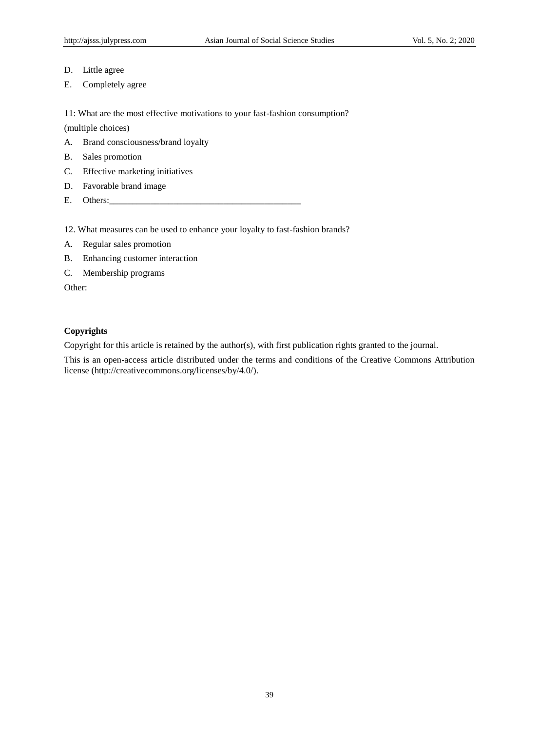D. Little agree

E. Completely agree

11: What are the most effective motivations to your fast-fashion consumption?

(multiple choices)

A. Brand consciousness/brand loyalty

B. Sales promotion

C. Effective marketing initiatives

D. Favorable brand image

E. Others:___________________________________________

12. What measures can be used to enhance your loyalty to fast-fashion brands?

A. Regular sales promotion

B. Enhancing customer interaction

C. Membership programs

Other:

**Copyrights**

Copyright for this article is retained by the author(s), with first publication rights granted to the journal.

This is an open-access article distributed under the terms and conditions of the Creative Commons Attribution license (http://creativecommons.org/licenses/by/4.0/).